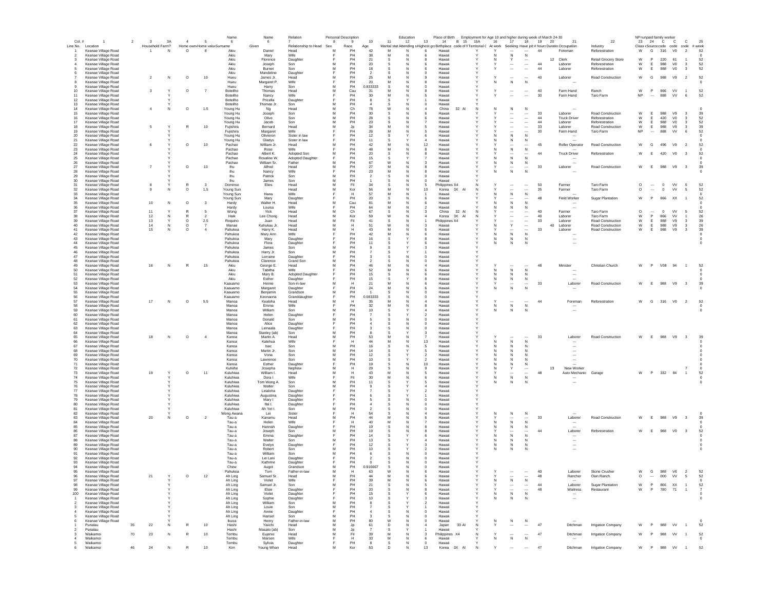| Col. # | 1 | 2 | 3 | 3A | 4 | 5 | 6 | 6 | 7 | 8 | 9 | 10 | 11 | 12 | 13 | 14 | B | 15 | 15A | 16 | 17 | 18 | 19 | 20 | 21 | 22 | 23 | 24 | C | C | C | 25 |
|---|---|---|---|---|---|---|---|---|---|---|---|---|---|---|---|---|---|---|---|---|---|---|---|---|---|---|---|---|---|---|---|---|
| | | | | | | | Name | Name | Relation | Personal Description | | | | Education | | Place of Birth | | | | Employment for Age 10 and higher during week of March 24-30 | | | | | | | NP=unpaid family worker | | | | | |
| Line No. | Location | | Household | Farm? | Home own | Home value | Surname | Given | Relationship to Head | Sex | Race | Age | Marital stat | Attending s | Highest gra | Birthplace | code of I | Territorial C | | At work | Seeking | Have job | # hours | Duratio | Occupation | Industry | Class | Source | code | code | code | # week |
| 1 | Keanae Village Road | | 1 | N | O | 8 | Akiu | Daniel | Head | M | PH | 42 | M | N | 6 | Hawaii | | | Y | Y | --- | --- | 44 | | Foreman | Reforestation | W | G | 316 | V0 | 2 | 52 |
| 2 | Keanae Village Road | | | | | | Akiu | Mary | Wife | F | PH | 38 | M | N | 6 | Hawaii | | | Y | N | N | N | | | --- | | | | | | | 0 |
| 3 | Keanae Village Road | | | | | | Akiu | Florence | Daughter | F | PH | 21 | S | N | 8 | Hawaii | | | Y | N | Y | --- | | 12 | Clerk | Retail Grocery Store | W | P | 220 | 61 | 1 | 52 |
| 4 | Keanae Village Road | | | | | | Akiu | Joseph | Son | M | PH | 20 | S | N | 6 | Hawaii | | | Y | Y | --- | --- | 44 | | Laborer | Reforestation | W | E | 988 | V0 | 3 | 52 |
| 5 | Keanae Village Road | | | | | | Akiu | Burnet | Son | M | PH | 18 | S | N | 6 | Hawaii | | | Y | Y | --- | --- | 44 | | Laborer | Reforestation | W | E | 988 | V0 | 3 | 52 |
| 6 | Keanae Village Road | | | | | | Akiu | Mandeline | Daughter | F | PH | 2 | S | N | 0 | Hawaii | | | Y | | | | | | | | | | | | | |
| 7 | Keanae Village Road | | 2 | N | O | 10 | Hueu | James Jr. | Head | M | PH | 25 | M | N | 9 | Hawaii | | | Y | Y | --- | --- | 40 | | Laborer | Road Construction | W | G | 988 | V9 | 2 | 52 |
| 8 | Keanae Village Road | | | | | | Hueu | Margaret P. | Wife | F | PH | 20 | M | N | 8 | Hawaii | | | Y | N | N | N | | | --- | | | | | | | 0 |
| 9 | Keanae Village Road | | | | | | Hueu | Harry | Son | M | PH | 0.833333 | S | N | 0 | Hawaii | | | Y | | | | | | | | | | | | | |
| 10 | Keanae Village Road | | 3 | Y | O | 7 | Botelho | Thomas | Head | M | Cau | 31 | M | N | 8 | Hawaii | | | Y | Y | --- | --- | 40 | | Farm Hand | Ranch | W | P | 866 | VV | 1 | 52 |
| 11 | Keanae Village Road | | | Y | | | Botelho | Nancy | Wife | F | PH | 30 | M | N | 5 | Hawaii | | | Y | Y | --- | --- | 30 | | Farm Hand | Taro Farm | NP | --- | 888 | VV | 6 | 52 |
| 12 | Keanae Village Road | | | Y | | | Botelho | Pricella | Daughter | F | PH | 8 | S | Y | 1 | Hawaii | | | Y | | | | | | | | | | | | | |
| 13 | Keanae Village Road | | | Y | | | Botelho | Thomas Jr. | Son | M | PH | 4 | S | N | 0 | Hawaii | | | Y | | | | | | | | | | | | | |
| 14 | Keanae Village Road | | 4 | N | O | 1.5 | Young Hu | Ng | Head | M | Ch | 78 | W | N | 4 | China | 32 | Al | N | N | N | N | | | --- | | | | | | | 0 |
| 15 | Keanae Village Road | | | | | | Young Hu | Joseph | Son | M | PH | 30 | S | N | 6 | Hawaii | | | Y | Y | --- | --- | 33 | | Laborer | Road Construction | W | E | 988 | V9 | 3 | 39 |
| 16 | Keanae Village Road | | | | | | Young Hu | Olive | Son | M | PH | 28 | S | N | 6 | Hawaii | | | Y | Y | --- | --- | 44 | | Truck Driver | Reforestation | W | E | 420 | V0 | 3 | 52 |
| 17 | Keanae Village Road | | | | | | Young Hu | Jacob | Son | M | PH | 23 | S | N | 7 | Hawaii | | | Y | Y | --- | --- | 44 | | Laborer | Reforestation | W | E | 988 | V0 | 3 | 52 |
| 18 | Keanae Village Road | | 5 | Y | R | 10 | Fujishira | Bernard | Head | M | Jp | 34 | M | N | 5 | Hawaii | | | Y | Y | --- | --- | 33 | | Laborer | Road Construction | W | E | 988 | V9 | 3 | 39 |
| 19 | Keanae Village Road | | | Y | | | Fujishira | Margaret | Wife | F | PH | 26 | M | N | 5 | Hawaii | | | Y | Y | --- | --- | 30 | | Farm Hand | Taro Farm | NP | --- | 888 | VV | 6 | 52 |
| 20 | Keanae Village Road | | | Y | | | Fujishira | Olivieron | Sister in law | F | PH | 12 | S | Y | 6 | Hawaii | | | Y | N | N | N | | | --- | | | | | | | 0 |
| 21 | Keanae Village Road | | | Y | | | Young Hu | Gladys | Sister in law | F | PH | 11 | S | Y | 4 | Hawaii | | | Y | N | N | N | | | --- | | | | | | | 0 |
| 22 | Keanae Village Road | | 6 | Y | O | 10 | Pachao | William Jr. | Head | M | PH | 42 | M | N | 12 | Hawaii | | | Y | Y | --- | --- | 45 | | Roller Operator | Road Construction | W | G | 496 | V9 | 2 | 52 |
| 23 | Keanae Village Road | | | Y | | | Pachao | Rose | Wife | F | PH | 48 | M | N | 8 | Hawaii | | | Y | N | N | N | | | --- | | | | | | | 0 |
| 24 | Keanae Village Road | | | Y | | | Pachao | Albert K. | Adopted Son | M | PH | 20 | S | N | 8 | Hawaii | | | Y | Y | --- | --- | 44 | | Truck Driver | Reforestation | W | E | 420 | V0 | 3 | 52 |
| 25 | Keanae Village Road | | | Y | | | Pachao | Rosaline W. | Adopted Daughter | F | PH | 15 | S | Y | 7 | Hawaii | | | Y | N | N | N | | | --- | | | | | | | 0 |
| 26 | Keanae Village Road | | | Y | | | Pachao | William Sr. | Father | M | PH | 67 | W | N | 3 | Hawaii | | | Y | N | N | N | | | --- | | | | | | | 0 |
| 27 | Keanae Village Road | | 7 | Y | O | 10 | Ihu | Alfred | Head | M | PH | 27 | M | N | 8 | Hawaii | | | Y | Y | --- | --- | 33 | | Laborer | Road Construction | W | E | 988 | V9 | 3 | 39 |
| 28 | Keanae Village Road | | | Y | | | Ihu | Nancy | Wife | F | PH | 23 | M | N | 8 | Hawaii | | | Y | N | N | N | | | --- | | | | | | | 0 |
| 29 | Keanae Village Road | | | Y | | | Ihu | Patrick | Son | M | PH | 2 | S | N | 0 | Hawaii | | | Y | | | | | | | | | | | | | |
| 30 | Keanae Village Road | | | Y | | | Ihu | James | Son | M | PH | 1 | S | N | 0 | Hawaii | | | Y | | | | | | | | | | | | | |
| 31 | Keanae Village Road | | 8 | Y | R | 3 | Dominso | Elies | Head | M | Fil | 34 | S | N | 5 | Philippines | X4 | | N | Y | --- | --- | 50 | | Farmer | Taro Farm | O | --- | 0 | VV | 5 | 52 |
| 32 | Keanae Village Road | | 9 | N | O | 1.5 | Young Sun | | Head | M | Kor | 56 | M | N | 10 | Korea | 3X | Al | N | Y | --- | --- | 35 | | Farmer | Taro Farm | O | --- | 0 | VV | 5 | 52 |
| 33 | Keanae Village Road | | | | | | Young Sun | Hana | Wife | F | H | 57 | M | N | 1 | Hawaii | | | Y | N | N | N | | | --- | | | | | | | 0 |
| 34 | Keanae Village Road | | | | | | Young Sun | Mary | Daughter | F | PH | 20 | S | N | 6 | Hawaii | | | Y | Y | --- | --- | 48 | | Field Worker | Sugar Plantation | W | P | 866 | XX | 1 | 52 |
| 35 | Keanae Village Road | | 10 | N | O | 3 | Hardy | Walter H. | Head | M | Cau | 81 | M | N | 6 | Hawaii | | | Y | N | N | N | | | --- | | | | | | | 0 |
| 36 | Keanae Village Road | | | | | | Hardy | Louisa | Wife | F | PH | 64 | M | N | 2 | Hawaii | | | Y | N | N | N | | | --- | | | | | | | 0 |
| 37 | Keanae Village Road | | 11 | Y | R | 5 | Wong | Yick | Head | M | Ch | 67 | S | N | 3 | China | 32 | Al | N | Y | --- | --- | 40 | | Farmer | Taro Farm | O | --- | 0 | VV | 5 | 52 |
| 38 | Keanae Village Road | | 12 | N | R | 2 | Haik | Lee Chong | Head | M | Kor | 59 | W | N | 4 | Korea | 3X | Al | N | Y | --- | --- | 40 | | Laborer | Taro Farm | W | P | 866 | VV | 1 | 26 |
| 39 | Keanae Village Road | | 13 | Y | O | 2.5 | Roquino | Juan | Head | M | Fil | 41 | S | N | 1 | Philippines | X4 | | Y | Y | --- | --- | 33 | | Laborer | Road Construction | W | E | 988 | V9 | 3 | 39 |
| 40 | Keanae Village Road | | 14 | N | O | 7 | Manae | Kahukau Jr. | Head | M | H | 51 | W | N | 3 | Hawaii | | | Y | N | Y | --- | | 40 | Laborer | Road Construction | W | E | 988 | V9 | 3 | 26 |
| 41 | Keanae Village Road | | 15 | N | O | 4 | Pahukoa | Harry K. | Head | M | H | 43 | M | N | 6 | Hawaii | | | Y | Y | --- | --- | 33 | | Laborer | Road Construction | W | E | 988 | V9 | 3 | 39 |
| 42 | Keanae Village Road | | | | | | Pahukoa | Mary Ann | Wife | F | PH | 42 | M | N | 6 | Hawaii | | | Y | N | N | N | | | --- | | | | | | | 0 |
| 43 | Keanae Village Road | | | | | | Pahukoa | Mary | Daughter | F | PH | 16 | S | Y | 8 | Hawaii | | | Y | N | N | N | | | --- | | | | | | | 0 |
| 44 | Keanae Village Road | | | | | | Pahukoa | Flora | Daughter | F | PH | 11 | S | Y | 6 | Hawaii | | | Y | N | N | N | | | --- | | | | | | | 0 |
| 45 | Keanae Village Road | | | | | | Pahukoa | James | Son | M | PH | 9 | S | Y | 3 | Hawaii | | | Y | | | | | | | | | | | | | |
| 46 | Keanae Village Road | | | | | | Pahukoa | Harry Jr. | Son | M | PH | 7 | S | Y | 1 | Hawaii | | | Y | | | | | | | | | | | | | |
| 47 | Keanae Village Road | | | | | | Pahukoa | Lorraine | Daughter | F | PH | 3 | S | N | 0 | Hawaii | | | Y | | | | | | | | | | | | | |
| 48 | Keanae Village Road | | | | | | Pahukoa | Clarence | Grand Son | M | PH | 2 | S | N | 0 | Hawaii | | | Y | | | | | | | | | | | | | |
| 49 | Keanae Village Road | | 16 | N | R | 15 | Akiu | George E. | Head | M | PH | 46 | M | N | 4 | Hawaii | | | Y | Y | --- | --- | 48 | | Minister | Christian Church | W | P | V08 | 94 | 1 | 52 |
| 50 | Keanae Village Road | | | | | | Akiu | Tabitha | Wife | F | PH | 52 | M | N | 6 | Hawaii | | | Y | N | N | N | | | --- | | | | | | | 0 |
| 51 | Keanae Village Road | | | | | | Akiu | Mary B. | Adopted Daughter | F | PH | 15 | S | N | 6 | Hawaii | | | Y | N | N | N | | | --- | | | | | | | 0 |
| 52 | Keanae Village Road | | | | | | Akiu | Esther | Daughter | F | PH | 15 | S | Y | 8 | Hawaii | | | Y | N | N | N | | | --- | | | | | | | 0 |
| 53 | Keanae Village Road | | | | | | Kaauamo | Heinie | Son-in-law | M | H | 21 | M | N | 6 | Hawaii | | | Y | Y | --- | --- | 33 | | Laborer | Road Construction | W | E | 988 | V9 | 3 | 39 |
| 54 | Keanae Village Road | | | | | | Kaauamo | Margaret | Daughter | F | PH | 24 | M | N | 6 | Hawaii | | | Y | N | N | N | | | --- | | | | | | | 0 |
| 55 | Keanae Village Road | | | | | | Kaauamo | Benjamin | Grandson | M | PH | 1 | S | N | 0 | Hawaii | | | Y | | | | | | | | | | | | | |
| 56 | Keanae Village Road | | | | | | Kaauamo | Keonaona | Granddaughter | F | PH | 0.083333 | S | N | 0 | Hawaii | | | Y | | | | | | | | | | | | | |
| 57 | Keanae Village Road | | 17 | N | O | 5.5 | Manoa | Kealoha | Head | M | H | 35 | M | N | 4 | Hawaii | | | Y | Y | --- | --- | 44 | | Foreman | Reforestation | W | G | 316 | V0 | 2 | 52 |
| 58 | Keanae Village Road | | | | | | Manoa | Emma | Wife | F | PH | 32 | M | N | 8 | Hawaii | | | Y | N | N | N | | | --- | | | | | | | 0 |
| 59 | Keanae Village Road | | | | | | Manoa | William | Son | M | PH | 10 | S | Y | 4 | Hawaii | | | Y | N | N | N | | | --- | | | | | | | 0 |
| 60 | Keanae Village Road | | | | | | Manoa | Helen | Daughter | F | PH | 7 | S | Y | 2 | Hawaii | | | Y | | | | | | | | | | | | | |
| 61 | Keanae Village Road | | | | | | Manoa | Donald | Son | M | PH | 5 | S | N | 0 | Hawaii | | | Y | | | | | | | | | | | | | |
| 62 | Keanae Village Road | | | | | | Manoa | Alice | Daughter | F | PH | 4 | S | N | 0 | Hawaii | | | Y | | | | | | | | | | | | | |
| 63 | Keanae Village Road | | | | | | Manoa | Leinaala | Daughter | F | PH | 3 | S | N | 0 | Hawaii | | | Y | | | | | | | | | | | | | |
| 64 | Keanae Village Road | | | | | | Manoa | Stanley (ab) | Son | M | PH | 8 | S | Y | 3 | Hawaii | | | Y | | | | | | | | | | | | | |
| 65 | Keanae Village Road | | 18 | N | O | 4 | Kanoa | Martin A. | Head | M | PH | 53 | M | N | 7 | Hawaii | | | Y | Y | --- | --- | 33 | | Laborer | Road Construction | W | E | 988 | V9 | 3 | 39 |
| 66 | Keanae Village Road | | | | | | Kanoa | Kalehua | Wife | F | H | 44 | M | N | 13 | Hawaii | | | Y | N | N | N | | | --- | | | | | | | 0 |
| 67 | Keanae Village Road | | | | | | Kanoa | Isac | Son | M | PH | 16 | S | N | 5 | Hawaii | | | Y | N | N | N | | | --- | | | | | | | 0 |
| 68 | Keanae Village Road | | | | | | Kanoa | Martin Jr. | Son | M | PH | 14 | S | Y | 5 | Hawaii | | | Y | N | N | N | | | --- | | | | | | | 0 |
| 69 | Keanae Village Road | | | | | | Kanoa | Vona | Son | M | PH | 12 | S | Y | 2 | Hawaii | | | Y | N | N | N | | | --- | | | | | | | 0 |
| 70 | Keanae Village Road | | | | | | Kanoa | Lawrence | Son | M | PH | 10 | S | Y | 2 | Hawaii | | | Y | N | N | N | | | --- | | | | | | | 0 |
| 71 | Keanae Village Road | | | | | | Kanoa | Esther | Daughter | F | PH | 19 | S | N | 10 | Hawaii | | | Y | N | N | N | | | --- | | | | | | | 0 |
| 72 | Keanae Village Road | | | | | | Kuhiihe | Josepha | Nephew | M | H | 29 | S | N | 9 | Hawaii | | | Y | N | Y | --- | | 13 | New Worker | | | | | | 7 | 0 |
| 73 | Keanae Village Road | | 19 | Y | O | 11 | Kuluhiwa | William I. | Head | M | H | 43 | M | N | 5 | Hawaii | | | Y | Y | --- | --- | 48 | | Auto Mechanic | Garage | W | P | 332 | 84 | 1 | 52 |
| 74 | Keanae Village Road | | | Y | | | Kuluhiwa | Dora I | Wife | F | Fil | 30 | M | N | 6 | Hawaii | | | Y | N | N | N | | | --- | | | | | | | 0 |
| 75 | Keanae Village Road | | | Y | | | Kuluhiwa | Tom Wong A. | Son | M | PH | 11 | S | Y | 5 | Hawaii | | | Y | N | N | N | | | --- | | | | | | | 0 |
| 76 | Keanae Village Road | | | Y | | | Kuluhiwa | Walter | Son | M | PH | 9 | S | Y | 4 | Hawaii | | | Y | | | | | | | | | | | | | |
| 77 | Keanae Village Road | | | Y | | | Kuluhiwa | Lealoha | Daughter | F | PH | 7 | S | Y | 2 | Hawaii | | | Y | | | | | | | | | | | | | |
| 78 | Keanae Village Road | | | Y | | | Kuluhiwa | Augustina | Daughter | F | PH | 6 | S | Y | 1 | Hawaii | | | Y | | | | | | | | | | | | | |
| 79 | Keanae Village Road | | | Y | | | Kuluhiwa | Mary I | Daughter | F | PH | 5 | S | N | 0 | Hawaii | | | Y | | | | | | | | | | | | | |
| 80 | Keanae Village Road | | | Y | | | Kuluhiwa | Ifal I. | Daughter | F | PH | 4 | S | N | 0 | Hawaii | | | Y | | | | | | | | | | | | | |
| 81 | Keanae Village Road | | | Y | | | Kuluhiwa | Ah Yet I. | Son | M | PH | 2 | S | N | 0 | Hawaii | | | Y | | | | | | | | | | | | | |
| 82 | Keanae Village Road | | | Y | | | Wong Awana | Lei | Sister | F | H | 54 | S | N | 4 | Hawaii | | | Y | N | N | N | | | --- | | | | | | | 0 |
| 83 | Keanae Village Road | | 20 | N | O | 2 | Tau-a | Kanamu | Head | M | PH | 44 | M | N | 6 | Hawaii | | | Y | Y | --- | --- | 33 | | Laborer | Road Construction | W | E | 988 | V9 | 3 | 39 |
| 84 | Keanae Village Road | | | | | | Tau-a | Helen | Wife | F | H | 40 | M | N | 7 | Hawaii | | | Y | N | N | N | | | --- | | | | | | | 0 |
| 85 | Keanae Village Road | | | | | | Tau-a | Hannah | Daughter | F | PH | 19 | S | N | 8 | Hawaii | | | Y | N | N | N | | | --- | | | | | | | 0 |
| 86 | Keanae Village Road | | | | | | Tau-a | Joseph | Son | M | PH | 19 | S | N | 8 | Hawaii | | | Y | Y | --- | --- | 44 | | Laborer | Reforestation | W | E | 988 | V0 | 3 | 52 |
| 87 | Keanae Village Road | | | | | | Tau-a | Emma | Daughter | F | PH | 14 | S | Y | 6 | Hawaii | | | Y | N | N | N | | | --- | | | | | | | 0 |
| 88 | Keanae Village Road | | | | | | Tau-a | Walter | Son | M | PH | 13 | S | Y | 4 | Hawaii | | | Y | N | N | N | | | --- | | | | | | | 0 |
| 89 | Keanae Village Road | | | | | | Tau-a | Evelyn | Daughter | F | PH | 12 | S | Y | 3 | Hawaii | | | Y | N | N | N | | | --- | | | | | | | 0 |
| 90 | Keanae Village Road | | | | | | Tau-a | Robert | Son | M | PH | 10 | S | Y | 2 | Hawaii | | | Y | N | N | N | | | --- | | | | | | | 0 |
| 91 | Keanae Village Road | | | | | | Tau-a | William | Son | M | PH | 6 | S | N | 0 | Hawaii | | | Y | | | | | | | | | | | | | |
| 92 | Keanae Village Road | | | | | | Tau-a | Lei Lani | Daughter | F | PH | 2 | S | N | 0 | Hawaii | | | Y | | | | | | | | | | | | | |
| 93 | Keanae Village Road | | | | | | Tau-a | Kathrine | Daughter | F | PH | 0 | S | N | 0 | Hawaii | | | Y | | | | | | | | | | | | | |
| 94 | Keanae Village Road | | | | | | Chew | Augot | Grandson | M | PH | 0.916667 | S | N | 0 | Hawaii | | | Y | | | | | | | | | | | | | |
| 95 | Keanae Village Road | | | | | | Pahukoa | Tom | Father-in-law | M | H | 63 | W | N | 6 | Hawaii | | | Y | Y | --- | --- | 40 | | Laborer | Stone Crusher | W | G | 988 | V6 | 2 | 52 |
| 96 | Keanae Village Road | | 21 | Y | O | 12 | Ah Ling | Samuel Sr. | Head | M | PH | 44 | M | N | 6 | Hawaii | | | Y | Y | --- | --- | 48 | | Rancher | Own Ranch | O | --- | 000 | VV | 5 | 52 |
| 97 | Keanae Village Road | | | Y | | | Ah Ling | Violet | Wife | F | PH | 39 | M | N | 6 | Hawaii | | | Y | N | N | N | | | --- | | | | | | | 0 |
| 98 | Keanae Village Road | | | Y | | | Ah Ling | Samuel Jr. | Son | M | PH | 21 | S | N | 5 | Hawaii | | | Y | Y | --- | --- | 44 | | Laborer | Sugar Plantation | W | P | 866 | XX | 1 | 52 |
| 99 | Keanae Village Road | | | Y | | | Ah Ling | Elsie | Daughter | F | PH | 20 | S | N | 8 | Hawaii | | | Y | Y | --- | --- | 48 | | Waitress | Restaurant | W | P | 780 | 71 | 1 | 7 |
| 100 | Keanae Village Road | | | Y | | | Ah Ling | Violet | Daughter | F | PH | 15 | S | Y | 6 | Hawaii | | | Y | N | N | N | | | --- | | | | | | | 0 |
| 1 | Keanae Village Road | | | Y | | | Ah Ling | Sophie | Daughter | F | PH | 10 | S | Y | 3 | Hawaii | | | Y | N | N | N | | | --- | | | | | | | 0 |
| 2 | Keanae Village Road | | | Y | | | Ah Ling | William | Son | M | PH | 8 | S | Y | 2 | Hawaii | | | Y | | | | | | | | | | | | | |
| 3 | Keanae Village Road | | | Y | | | Ah Ling | Louie | Son | M | PH | 7 | S | Y | 1 | Hawaii | | | Y | | | | | | | | | | | | | |
| 4 | Keanae Village Road | | | Y | | | Ah Ling | Annie | Daughter | F | PH | 4 | S | N | 0 | Hawaii | | | Y | | | | | | | | | | | | | |
| 5 | Keanae Village Road | | | Y | | | Ah Ling | Hansel | Son | M | PH | 3 | S | N | 0 | Hawaii | | | Y | | | | | | | | | | | | | |
| 6 | Keanae Village Road | | | Y | | | Ikuoa | Henry | Father-in-law | M | PH | 80 | W | N | 0 | Hawaii | | | Y | N | N | N | | | --- | | | | | | | 0 |
| 1 | Punalau | 35 | 22 | N | R | 10 | Hashi | Yaiichi | Head | M | Jp | 61 | D | N | 4 | Japan | 33 | Al | N | Y | --- | --- | 47 | | Ditchman | Irrigation Company | W | P | 988 | VV | 1 | 52 |
| 2 | Punalau | | | | | | Hashi | Masato (ab) | Son | M | Jp | 7 | S | Y | 1 | Hawaii | | | Y | | | | | | | | | | | | | |
| 3 | Waikamoi | 70 | 23 | N | R | 10 | Tembu | Eujenio | Head | M | Fil | 39 | M | N | 3 | Philippines | X4 | | N | Y | --- | --- | 47 | | Ditchman | Irrigation Company | W | P | 988 | VV | 1 | 52 |
| 4 | Waikamoi | | | | | | Tembu | Marsen | Wife | F | H | 33 | M | N | 6 | Hawaii | | | Y | N | N | N | | | --- | | | | | | | 0 |
| 5 | Waikamoi | | | | | | Tembu | Sylivia | Daughter | F | PH | 8 | S | N | 0 | Hawaii | | | Y | | | | | | | | | | | | | |
| 6 | Waikamoi | 46 | 24 | N | R | 10 | Kim | Young Whan | Head | M | Kor | 53 | D | N | 13 | Korea | 3X | Al | N | Y | --- | --- | 47 | | Ditchman | Irrigation Company | W | P | 988 | VV | 1 | 52 |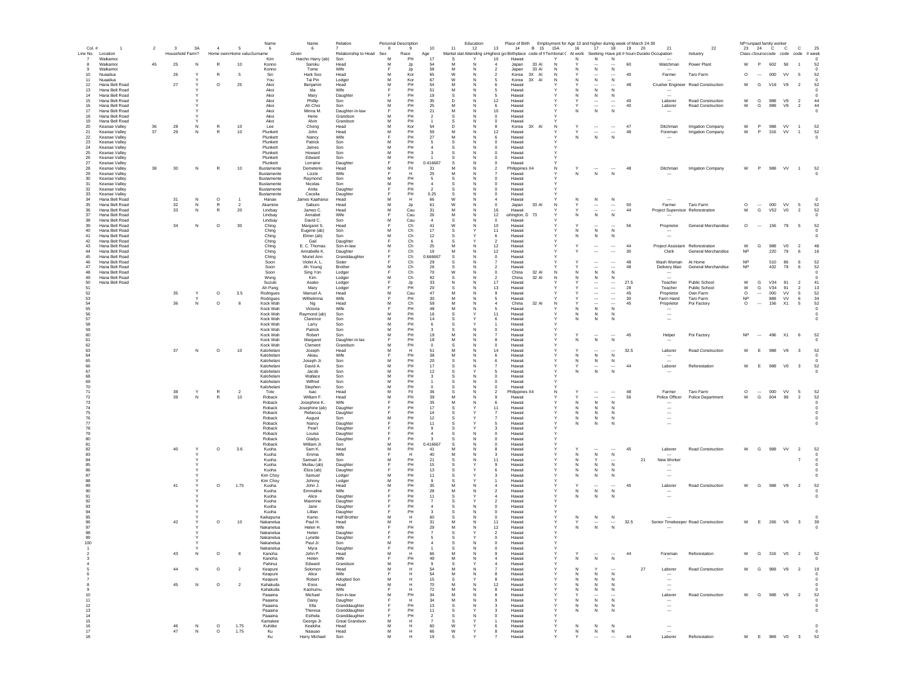| Col. # | 1 | 2 | 3 | 3A | 4 | 5 | Name 6 | Name 6 | Relation 7 | Personal Description 8 | 9 | 10 | 11 | Education 12 | 13 | Place of Birth 14 | B 15 | 15A | Employment for Age 10 and higher during week of March 24-30 16 | 17 | 18 | 19 | 20 | 21 | 22 | NP=unpaid family worker 23 | 24 | C | C | C | 25 |
|---|---|---|---|---|---|---|---|---|---|---|---|---|---|---|---|---|---|---|---|---|---|---|---|---|---|---|---|---|---|---|---|
| Line No. | Location | | Household | Farm? | Home own | Home value | Surname | Given | Relationship to Head | Sex | Race | Age | Marital stat | Attending s | Highest gra | Birthplace | code of B | Territorial C | At work | Seeking | Have job | hours | Duratio | Occupation | Industry | Class | Source | code | code | code | # week |
| 7 | Waikamoi | | | | | | Kim | Haicho Harry (ab) | Son | M | PH | 17 | S | Y | 10 | Hawaii | | Y | N | N | N | | | --- | | | | | | | 0 |
| 8 | Waikamoi | 45 | 25 | N | R | 10 | Konno | Saroku | Head | M | Jp | 54 | M | N | 4 | Japan | 33 AI | N | Y | --- | --- | 60 | | Watchman | Power Plant | W | P | 602 | 58 | 1 | 52 |
| 9 | Waikamoi | | | | | | Konno | Tome | Wife | F | Jp | 58 | M | N | 2 | Japan | 33 AI | N | N | N | N | | | --- | | | | | | | 0 |
| 10 | Nuaailua | | 26 | Y | R | 5 | Sin | Hark Soo | Head | M | Kor | 65 | W | N | 2 | Korea | 3X AI | N | Y | --- | --- | 40 | | Farmer | Taro Farm | O | --- | 000 | VV | 5 | 52 |
| 11 | Nuaailua | | | Y | | | You | Tai Pin | Lodger | M | Kor | 67 | W | N | 5 | Korea | 3X AI | N | N | N | N | | | --- | | | | | | | 0 |
| 12 | Hana Belt Road | | 27 | Y | O | 25 | Akoi | Benjamin | Head | M | PH | 54 | M | N | 6 | Hawaii | | Y | Y | --- | --- | 48 | | Crusher Engineer | Road Construction | W | G | V16 | V9 | 2 | 52 |
| 13 | Hana Belt Road | | | Y | | | Akoi | Ida | Wife | F | PH | 51 | M | N | 5 | Hawaii | | Y | N | N | N | | | --- | | | | | | | 0 |
| 14 | Hana Belt Road | | | Y | | | Akoi | Mary | Daughter | F | PH | 19 | S | N | 5 | Hawaii | | Y | N | N | N | | | --- | | | | | | | 0 |
| 15 | Hana Belt Road | | | Y | | | Akoi | Phillip | Son | M | PH | 35 | D | N | 12 | Hawaii | | Y | Y | --- | --- | 40 | | Laborer | Road Construction | W | G | 988 | V9 | 2 | 44 |
| 16 | Hana Belt Road | | | Y | | | Akoi | Ah Choi | Son | M | PH | 25 | M | N | 6 | Hawaii | | Y | Y | --- | --- | 40 | | Laborer | Road Construction | W | G | 988 | V9 | 2 | 44 |
| 17 | Hana Belt Road | | | Y | | | Akoi | Minna M. | Daughter-in-law | F | PH | 21 | M | N | 10 | Hawaii | | Y | N | N | N | | | --- | | | | | | | 0 |
| 18 | Hana Belt Road | | | Y | | | Akoi | Herie | Grandson | M | PH | 2 | S | N | 0 | Hawaii | | Y | | | | | | | | | | | | | |
| 19 | Hana Belt Road | | | Y | | | Akoi | Alvin | Grandson | M | PH | 1 | S | N | 0 | Hawaii | | Y | | | | | | | | | | | | | |
| 20 | Keanae Valley | 36 | 28 | N | R | 10 | Lee | Chong | Head | M | Kor | 54 | D | N | 8 | Korea | 3X AI | N | Y | --- | --- | 47 | | Ditchman | Irrigation Company | W | P | 988 | VV | 1 | 52 |
| 21 | Keanae Valley | 37 | 29 | N | R | 10 | Plunkett | John | Head | M | PH | 59 | M | N | 12 | Hawaii | | Y | Y | --- | --- | 48 | | Foreman | Irrigation Company | W | P | 316 | VV | 1 | 52 |
| 22 | Keanae Valley | | | | | | Plunkett | Nancy | Wife | F | PH | 27 | M | N | 6 | Hawaii | | Y | N | N | N | | | --- | | | | | | | 0 |
| 23 | Keanae Valley | | | | | | Plunkett | Patrick | Son | M | PH | 5 | S | N | 0 | Hawaii | | Y | | | | | | | | | | | | | |
| 24 | Keanae Valley | | | | | | Plunkett | James | Son | M | PH | 4 | S | N | 0 | Hawaii | | Y | | | | | | | | | | | | | |
| 25 | Keanae Valley | | | | | | Plunkett | Howard | Son | M | PH | 3 | S | N | 0 | Hawaii | | Y | | | | | | | | | | | | | |
| 26 | Keanae Valley | | | | | | Plunkett | Edward | Son | M | PH | 1 | S | N | 0 | Hawaii | | Y | | | | | | | | | | | | | |
| 27 | Keanae Valley | | | | | | Plunkett | Lorraine | Daughter | F | PH | 0.416667 | S | N | 0 | Hawaii | | Y | | | | | | | | | | | | | |
| 28 | Keanae Valley | 38 | 30 | N | R | 10 | Bustamente | Demeterio | Head | M | Fil | 31 | M | N | 2 | Philippines | X4 | N | Y | --- | --- | 48 | | Ditchman | Irrigation Company | W | P | 988 | VV | 1 | 52 |
| 29 | Keanae Valley | | | | | | Bustamente | Lizzie | Wife | F | H | 25 | M | N | 7 | Hawaii | | Y | N | N | N | | | --- | | | | | | | 0 |
| 30 | Keanae Valley | | | | | | Bustamente | Raymond | Son | M | PH | 5 | S | N | 0 | Hawaii | | Y | | | | | | | | | | | | | |
| 31 | Keanae Valley | | | | | | Bustamente | Nicolas | Son | M | PH | 4 | S | N | 0 | Hawaii | | Y | | | | | | | | | | | | | |
| 32 | Keanae Valley | | | | | | Bustamente | Anita | Daughter | F | PH | 2 | S | N | 0 | Hawaii | | Y | | | | | | | | | | | | | |
| 33 | Keanae Valley | | | | | | Bustamente | Cecelia | Daughter | F | PH | 0.25 | S | N | 0 | Hawaii | | Y | | | | | | | | | | | | | |
| 34 | Hana Belt Road | | 31 | N | O | 1 | Hanae | James Kaahanui | Head | M | H | 66 | W | N | 4 | Hawaii | | Y | N | N | N | | | --- | | | | | | | 0 |
| 35 | Hana Belt Road | | 32 | N | R | 2 | Akamine | Saburo | Head | M | Jp | 61 | W | N | 0 | Japan | 33 AI | N | Y | --- | --- | 50 | | Farmer | Taro Farm | O | --- | 000 | VV | 5 | 52 |
| 36 | Hana Belt Road | | 33 | N | R | 20 | Lindsay | James C. | Head | M | Cau | 31 | M | N | 16 | Hawaii | | Y | Y | --- | --- | 44 | | Project Supervisor | Reforestation | W | G | V52 | V0 | 2 | 52 |
| 37 | Hana Belt Road | | | | | | Lindsay | Annabel | Wife | F | Cau | 26 | M | N | 12 | ishington, D | 73 | Y | N | N | N | | | --- | | | | | | | 0 |
| 38 | Hana Belt Road | | | | | | Lindsay | David C. | Son | M | Cau | 4 | S | N | 0 | Hawaii | | Y | | | | | | | | | | | | | |
| 39 | Hana Belt Road | | 34 | N | O | 30 | Ching | Margaret S. | Head | F | Ch | 41 | W | N | 10 | Hawaii | | Y | Y | --- | --- | 56 | | Proprietor | General Merchandise | O | --- | 156 | 79 | 5 | 52 |
| 40 | Hana Belt Road | | | | | | Ching | Eugene (ab) | Son | M | Ch | 17 | S | Y | 11 | Hawaii | | Y | N | N | N | | | --- | | | | | | | 0 |
| 41 | Hana Belt Road | | | | | | Ching | Elmer (ab) | Son | M | Ch | 12 | S | Y | 6 | Hawaii | | Y | N | N | N | | | --- | | | | | | | 0 |
| 42 | Hana Belt Road | | | | | | Ching | Gail | Daughter | F | Ch | 6 | S | Y | 2 | Hawaii | | Y | | | | | | | | | | | | | |
| 43 | Hana Belt Road | | | | | | Ching | E. C. Thomas | Son-in-law | M | Ch | 25 | M | N | 12 | Hawaii | | Y | Y | --- | --- | 44 | | Project Assistant | Reforestation | W | G | 988 | V0 | 2 | 48 |
| 44 | Hana Belt Road | | | | | | Ching | Annabelle K. | Daughter | F | Ch | 19 | M | N | 12 | Hawaii | | Y | Y | --- | --- | 30 | | Clerk | General Merchandise | NP | | 220 | 79 | 6 | 16 |
| 45 | Hana Belt Road | | | | | | Ching | Muriel Ann | Granddaughter | F | Ch | 0.666667 | S | N | 0 | Hawaii | | Y | | | | | | | | | | | | | |
| 46 | Hana Belt Road | | | | | | Soon | Violet A. L. | Sister | F | Ch | 29 | S | N | 7 | Hawaii | | Y | Y | --- | --- | 48 | | Wash Woman | At Home | NP | | 510 | 86 | 6 | 52 |
| 47 | Hana Belt Road | | | | | | Soon | Ah Young | Brother | M | Ch | 26 | S | N | 2 | Hawaii | | Y | Y | --- | --- | 48 | | Delivery Man | General Merchandise | NP | | 432 | 79 | 6 | 52 |
| 48 | Hana Belt Road | | | | | | Soon | Sing Yon | Lodger | F | Ch | 70 | W | N | 0 | China | 32 AI | N | N | N | N | | | --- | | | | | | | 0 |
| 49 | Hana Belt Road | | | | | | Wong | Kim | Lodger | M | Ch | 92 | S | N | 2 | China | 32 AI | N | N | N | N | | | --- | | | | | | | 0 |
| 50 | Hana Belt Road | | | | | | Suzuki | Asako | Lodger | F | Jp | 33 | N | N | 17 | Hawaii | | Y | Y | --- | --- | 27.5 | | Teacher | Public School | W | G | V34 | 91 | 2 | 41 |
| 51 | | | | | | | Ah Pang | Mary | Lodger | F' | PH | 20 | S | N | 13 | Hawaii | | Y | Y | --- | --- | 28 | | Teacher | Public School | W | G | V34 | 91 | 2 | 13 |
| 52 | | | 35 | Y | O | 3.5 | Rodrigues | Manuel A. | Head | M | Cau | 47 | M | N | 9 | Hawaii | | Y | Y | --- | --- | 45 | | Proprietor | Own Farm | O | --- | 000 | VV | 5 | 52 |
| 53 | | | | Y | | | Rodrigues | Wilhelmina | Wife | F | PH | 30 | M | N | 5 | Hawaii | | Y | Y | --- | --- | 30 | | Farm Hand | Taro Farm | NP | | 888 | VV | 6 | 34 |
| 54 | | | 36 | N | O | 8 | Kock Wah | Ng | Head | M | Ch | 59 | M | N | 4 | China | 32 AI | N | Y | --- | --- | 45 | | Proprietor | Poi Factory | O | --- | 156 | X1 | 5 | 52 |
| 55 | | | | | | | Kock Wah | Victoria | Wife | F | PH | 48 | M | N | 5 | Hawaii | | Y | N | N | N | | | --- | | | | | | | 0 |
| 56 | | | | | | | Kock Wah | Raymond (ab) | Son | M | PH | 16 | S | Y | 11 | Hawaii | | Y | N | N | N | | | --- | | | | | | | 0 |
| 57 | | | | | | | Kock Wah | Clarence | Son | M | PH | 14 | S | Y | 6 | Hawaii | | Y | N | N | N | | | --- | | | | | | | 0 |
| 58 | | | | | | | Kock Wah | Larry | Son | M | PH | 6 | S | Y | 1 | Hawaii | | Y | | | | | | | | | | | | | |
| 59 | | | | | | | Kock Wah | Patrick | Son | M | PH | 3 | S | N | 0 | Hawaii | | Y | | | | | | | | | | | | | |
| 60 | | | | | | | Kock Wah | Robert | Son | M | PH | 19 | M | N | 7 | Hawaii | | Y | Y | --- | --- | 45 | | Helper | Poi Factory | NP | --- | 496 | X1 | 6 | 52 |
| 61 | | | | | | | Kock Wah | Margaret | Daughter-in-law | F | PH | 18 | M | N | 8 | Hawaii | | Y | N | N | N | | | --- | | | | | | | 0 |
| 62 | | | | | | | Kock Wah | Clement | Grandson | M | PH | 0 | S | N | 0 | Hawaii | | Y | | | | | | | | | | | | | |
| 63 | | | 37 | N | O | 10 | Kalohelani | Joseph | Head | M | H | 51 | M | N | 14 | Hawaii | | Y | Y | --- | --- | 32.5 | | Laborer | Road Construction | W | E | 988 | V9 | 3 | 52 |
| 64 | | | | | | | Kalohelani | Akiau | Wife | F | PH | 38 | M | N | 6 | Hawaii | | Y | N | N | N | | | --- | | | | | | | 0 |
| 65 | | | | | | | Kalohelani | Joseph Jr. | Son | M | PH | 20 | S | N | 6 | Hawaii | | Y | N | N | N | | | --- | | | | | | | 0 |
| 66 | | | | | | | Kalohelani | David A. | Son | M | PH | 17 | S | N | 7 | Hawaii | | Y | Y | --- | --- | 44 | | Laborer | Reforestation | W | E | 988 | V0 | 3 | 52 |
| 67 | | | | | | | Kalohelani | Jacob | Son | M | PH | 12 | S | Y | 5 | Hawaii | | Y | N | N | N | | | --- | | | | | | | 0 |
| 68 | | | | | | | Kalohelani | Wallace | Son | M | PH | 3 | S | N | 0 | Hawaii | | Y | | | | | | | | | | | | | |
| 69 | | | | | | | Kalohelani | Wilfred | Son | M | PH | 1 | S | N | 0 | Hawaii | | Y | | | | | | | | | | | | | |
| 70 | | | | | | | Kalohelani | Stephen | Son | M | PH | 0 | S | N | 0 | Hawaii | | Y | | | | | | | | | | | | | |
| 71 | | | 38 | Y | R | 2 | Toto | Isac | Head | M | Fil | 36 | S | N | 2 | Philippines | X4 | N | Y | --- | --- | 48 | | Farmer | Taro Farm | O | --- | 000 | VV | 5 | 52 |
| 72 | | | 39 | N | R | 10 | Roback | William F. | Head | M | PH | 39 | M | N | 9 | Hawaii | | Y | Y | --- | --- | 56 | | Police Officer | Police Department | W | G | 604 | 98 | 2 | 52 |
| 73 | | | | | | | Roback | Josephine K. | Wife | F | PH | 35 | M | N | 6 | Hawaii | | Y | N | N | N | | | --- | | | | | | | 0 |
| 74 | | | | | | | Roback | Josephine (ab) | Daughter | F | PH | 17 | S | Y | 11 | Hawaii | | Y | N | N | N | | | --- | | | | | | | 0 |
| 75 | | | | | | | Roback | Rebecca | Daughter | F | PH | 14 | S | Y | 7 | Hawaii | | Y | N | N | N | | | --- | | | | | | | 0 |
| 76 | | | | | | | Roback | August | Son | M | PH | 12 | S | Y | 7 | Hawaii | | Y | N | N | N | | | --- | | | | | | | 0 |
| 77 | | | | | | | Roback | Nancy | Daughter | F | PH | 11 | S | Y | 5 | Hawaii | | Y | N | N | N | | | --- | | | | | | | 0 |
| 78 | | | | | | | Roback | Pearl | Daughter | F | PH | 9 | S | Y | 3 | Hawaii | | Y | | | | | | | | | | | | | |
| 79 | | | | | | | Roback | Louise | Daughter | F | PH | 4 | S | N | 0 | Hawaii | | Y | | | | | | | | | | | | | |
| 80 | | | | | | | Roback | Gladys | Daughter | F | PH | 3 | S | N | 0 | Hawaii | | Y | | | | | | | | | | | | | |
| 81 | | | | | | | Roback | William Jr. | Son | M | PH | 0.416667 | S | N | 0 | Hawaii | | Y | | | | | | | | | | | | | |
| 82 | | | 40 | Y | O | 3.6 | Kuoha | Sam K. | Head | M | PH | 41 | M | N | 8 | Hawaii | | Y | Y | --- | --- | 45 | | Laborer | Road Construction | W | G | 988 | VV | 2 | 52 |
| 83 | | | | Y | | | Kuoha | Emma | Wife | F | H | 40 | M | N | 3 | Hawaii | | Y | N | N | N | | | --- | | | | | | | 0 |
| 84 | | | | Y | | | Kuoha | Samuel Jr. | Son | M | PH | 21 | S | N | 11 | Hawaii | | Y | N | Y | --- | --- | 21 | New Worker | | | | | | 7 | 0 |
| 85 | | | | Y | | | Kuoha | Muilau (ab) | Daughter | F | PH | 15 | S | Y | 9 | Hawaii | | Y | N | N | N | | | --- | | | | | | | 0 |
| 86 | | | | Y | | | Kuoha | Eliza (ab) | Daughter | F | PH | 13 | S | Y | 6 | Hawaii | | Y | N | N | N | | | --- | | | | | | | 0 |
| 87 | | | | Y | | | Kim Choy | Samuel | Lodger | M | PH | 11 | S | Y | 3 | Hawaii | | Y | N | N | N | | | --- | | | | | | | 0 |
| 88 | | | | Y | | | Kim Choy | Johnny | Lodger | M | PH | 9 | S | Y | 1 | Hawaii | | Y | | | | | | | | | | | | | |
| 89 | | | 41 | Y | O | 1.75 | Kuoha | John J. | Head | M | PH | 35 | M | N | 4 | Hawaii | | Y | Y | --- | --- | 45 | | Laborer | Road Construction | W | G | 988 | V9 | 2 | 52 |
| 90 | | | | Y | | | Kuoha | Emmaline | Wife | F | PH | 28 | M | N | 2 | Hawaii | | Y | N | N | N | | | --- | | | | | | | 0 |
| 91 | | | | Y | | | Kuoha | Alice | Daughter | F | PH | 11 | S | Y | 4 | Hawaii | | Y | N | N | N | | | --- | | | | | | | 0 |
| 92 | | | | Y | | | Kuoha | Maxmine | Daughter | F | PH | 7 | S | Y | 2 | Hawaii | | Y | | | | | | | | | | | | | |
| 93 | | | | Y | | | Kuoha | Jane | Daughter | F | PH | 4 | S | N | 0 | Hawaii | | Y | | | | | | | | | | | | | |
| 94 | | | | Y | | | Kuoha | Lillian | Daughter | F | PH | 3 | S | N | 0 | Hawaii | | Y | | | | | | | | | | | | | |
| 95 | | | | Y | | | Kaikapuna | Kamo | Half Brother | M | H | 60 | S | N | 0 | Hawaii | | Y | N | N | N | | | --- | | | | | | | 0 |
| 96 | | | 42 | Y | O | 10 | Nakanelua | Paul H. | Head | M | H | 31 | M | N | 11 | Hawaii | | Y | Y | --- | --- | 32.5 | | Senior Timekeeper | Road Construction | W | E | 266 | V9 | 3 | 39 |
| 97 | | | | Y | | | Nakanelua | Helen H. | Wife | F | PH | 29 | M | N | 12 | Hawaii | | Y | N | N | N | | | --- | | | | | | | 0 |
| 98 | | | | Y | | | Nakanelua | Helen | Daughter | F | PH | 7 | S | Y | 2 | Hawaii | | Y | | | | | | | | | | | | | |
| 99 | | | | Y | | | Nakanelua | Lynette | Daughter | F | PH | 5 | S | Y | 0 | Hawaii | | Y | | | | | | | | | | | | | |
| 100 | | | | Y | | | Nakanelua | Paul Jr. | Son | M | PH | 4 | S | N | 0 | Hawaii | | Y | | | | | | | | | | | | | |
| 1 | | | | Y | | | Nakanelua | Myra | Daughter | F | PH | 1 | S | N | 0 | Hawaii | | Y | | | | | | | | | | | | | |
| 2 | | | 43 | N | O | 8 | Kanoha | John P. | Head | M | H | 66 | M | N | 9 | Hawaii | | Y | Y | --- | --- | 44 | | Foreman | Reforestation | W | G | 316 | V0 | 2 | 52 |
| 3 | | | | | | | Kanoha | Helen | Wife | F | PH | 49 | M | N | 4 | Hawaii | | Y | N | N | N | | | --- | | | | | | | 0 |
| 4 | | | | | | | Pahinui | Edward | Grandson | M | PH | 9 | S | Y | 4 | Hawaii | | Y | | | | | | | | | | | | | |
| 5 | | | 44 | N | O | 2 | Keapuni | Solomon | Head | M | H | 54 | M | N | 7 | Hawaii | | Y | N | Y | --- | | 27 | Laborer | Road Construction | W | G | 988 | V9 | 2 | 19 |
| 6 | | | | | | | Keapuni | Alice | Wife | F | H | 54 | M | N | 8 | Hawaii | | Y | N | N | N | | | --- | | | | | | | 0 |
| 7 | | | | | | | Keapuni | Robert | Adopted Son | M | H | 15 | S | Y | 8 | Hawaii | | Y | N | N | N | | | --- | | | | | | | 0 |
| 8 | | | 45 | N | O | 2 | Kahakuila | Enos | Head | M | H | 70 | M | N | 12 | Hawaii | | Y | N | N | N | | | --- | | | | | | | 0 |
| 9 | | | | | | | Kahakuila | Kaohumu | Wife | F | H | 72 | M | N | 8 | Hawaii | | Y | N | N | N | | | --- | | | | | | | 0 |
| 10 | | | | | | | Paaaina | Michael | Son-in-law | M | PH | 34 | M | N | 8 | Hawaii | | Y | Y | --- | --- | | | Laborer | Road Construction | W | G | 988 | V9 | 2 | 52 |
| 11 | | | | | | | Paaaina | Daisy | Daughter | F | H | 34 | M | N | 9 | Hawaii | | Y | N | N | N | | | --- | | | | | | | 0 |
| 12 | | | | | | | Paaaina | Ella | Granddaughter | F | PH | 13 | S | N | 3 | Hawaii | | Y | N | N | N | | | --- | | | | | | | 0 |
| 13 | | | | | | | Paaaina | Theresa | Granddaughter | F | PH | 11 | S | Y | 3 | Hawaii | | Y | N | N | N | | | --- | | | | | | | 0 |
| 14 | | | | | | | Paaaina | Esthela | Granddaughter | F | PH | 2 | S | N | 0 | Hawaii | | Y | | | | | | | | | | | | | |
| 15 | | | | | | | Kamakee | George Jr. | Great Grandson | M | H | 7 | S | Y | 1 | Hawaii | | Y | | | | | | | | | | | | | |
| 16 | | | 46 | N | O | 1.75 | Kuhiike | Kealoha | Head | M | H | 60 | W | Y | 6 | Hawaii | | Y | N | N | N | | | --- | | | | | | | 0 |
| 17 | | | 47 | N | O | 1.75 | Ku | Naauao | Head | M | H | 66 | W | Y | 8 | Hawaii | | Y | N | N | N | | | --- | | | | | | | 0 |
| 18 | | | | | | | Ku | Harry Michael | Son | M | H | 19 | S | Y | 7 | Hawaii | | Y | Y | --- | --- | 44 | | Laborer | Reforestation | W | E | 988 | V0 | 3 | 52 |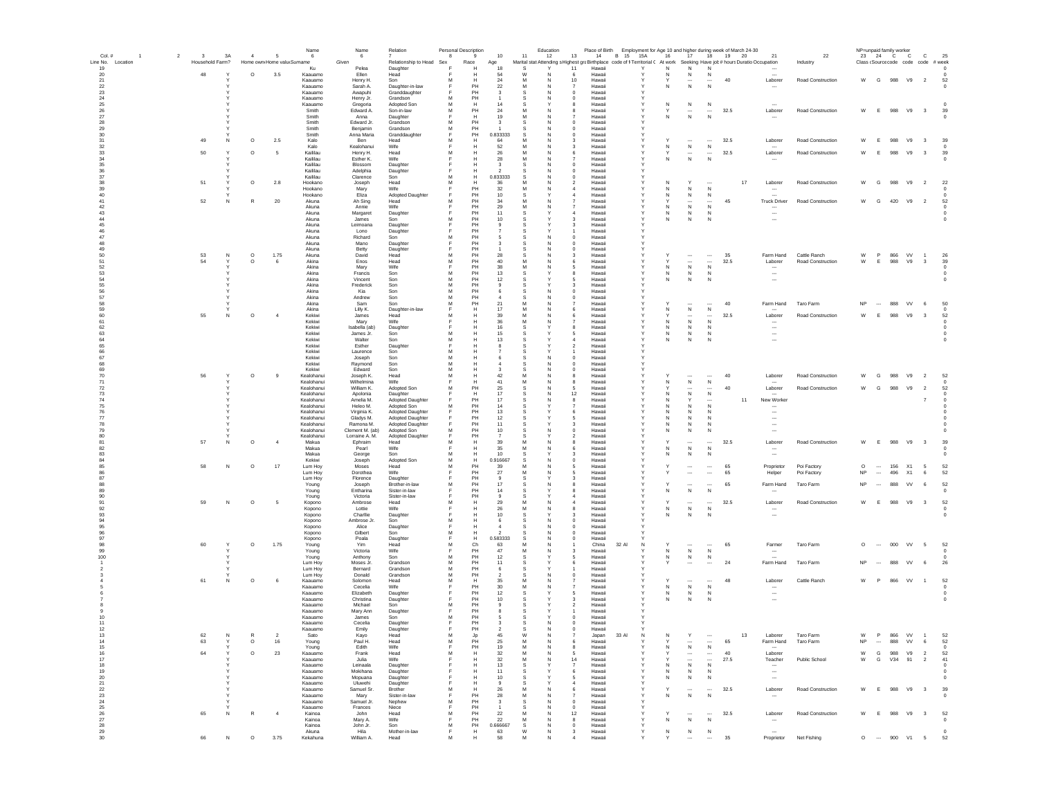| Col. # | 1 | 2 | 3 | 3A | 4 | 5 | 6 | 6 | 7 | 8 | 9 | 10 | 11 | 12 | 13 | 14 | 15 | 15A | 16 | 17 | 18 | 19 | 20 | 21 | 22 | 23 | 24 | C | C | C | 25 |
|---|---|---|---|---|---|---|---|---|---|---|---|---|---|---|---|---|---|---|---|---|---|---|---|---|---|---|---|---|---|---|---|
| | | | | | | | Name | Name | Relation | Personal Description | | | | Education | | Place of Birth | | | Employment for Age 10 and higher during week of March 24-30 | | | | | | | NP=unpaid family worker | | | | | |
| Line No. | Location | | Household | Farm? | Home own | Home value | Surname | Given | Relationship to Head | Sex | Race | Age | Marital stat | Attending s | Highest gra | Birthplace | code of I | Territorial C | At work | Seeking | Have job | # hours | Duratio | Occupation | Industry | Class | Source | code | code | code | # week |
| 19 | | | | | | | Ku | Pelea | Daughter | F | H | 18 | S | Y | 11 | Hawaii | | Y | N | N | N | | | --- | | | | | | | 0 |
| 20 | | | 48 | Y | O | 3.5 | Kaauamo | Ellen | Head | F | H | 54 | W | N | 6 | Hawaii | | Y | N | N | N | | | --- | | | | | | | 0 |
| 21 | | | | Y | | | Kaauamo | Henry H. | Son | M | H | 24 | M | N | 10 | Hawaii | | Y | Y | --- | --- | 40 | | Laborer | Road Construction | W | G | 988 | V9 | 2 | 52 |
| 22 | | | | Y | | | Kaauamo | Sarah A. | Daughter-in-law | F | PH | 22 | M | N | 7 | Hawaii | | Y | N | N | N | | | --- | | | | | | | 0 |
| 23 | | | | Y | | | Kaauamo | Awapuhi | Granddaughter | F | PH | 3 | S | N | 0 | Hawaii | | Y | | | | | | | | | | | | | |
| 24 | | | | Y | | | Kaauamo | Henry Jr. | Grandson | M | PH | 1 | S | N | 0 | Hawaii | | Y | | | | | | | | | | | | | |
| 25 | | | | Y | | | Kaauamo | Gregoria | Adopted Son | M | H | 14 | S | Y | 8 | Hawaii | | Y | N | N | N | | | --- | | | | | | | 0 |
| 26 | | | | Y | | | Smith | Edward A. | Son-in-law | M | PH | 24 | M | N | 8 | Hawaii | | Y | Y | --- | --- | 32.5 | | Laborer | Road Construction | W | E | 988 | V9 | 3 | 39 |
| 27 | | | | Y | | | Smith | Anna | Daughter | F | H | 19 | M | N | 7 | Hawaii | | Y | N | N | N | | | --- | | | | | | | 0 |
| 28 | | | | Y | | | Smith | Edward Jr. | Grandson | M | PH | 3 | S | N | 0 | Hawaii | | Y | | | | | | | | | | | | | |
| 29 | | | | Y | | | Smith | Benjamin | Grandson | M | PH | 1 | S | N | 0 | Hawaii | | Y | | | | | | | | | | | | | |
| 30 | | | | Y | | | Smith | Anna Maria | Granddaughter | F | PH | 0.833333 | S | N | 0 | Hawaii | | Y | | | | | | | | | | | | | |
| 31 | | | 49 | N | O | 2.5 | Kalo | Ben | Head | M | H | 64 | M | N | 3 | Hawaii | | Y | Y | --- | --- | 32.5 | | Laborer | Road Construction | W | E | 988 | V9 | 3 | 39 |
| 32 | | | | | | | Kalo | Kealohanui | Wife | F | H | 52 | M | N | 3 | Hawaii | | Y | N | N | N | | | --- | | | | | | | 0 |
| 33 | | | 50 | Y | O | 5 | Kaililau | Henry H. | Head | M | H | 26 | M | N | 6 | Hawaii | | Y | Y | --- | --- | 32.5 | | Laborer | Road Construction | W | E | 988 | V9 | 3 | 39 |
| 34 | | | | Y | | | Kaililau | Esther K. | Wife | F | H | 28 | M | N | 7 | Hawaii | | Y | N | N | N | | | --- | | | | | | | 0 |
| 35 | | | | Y | | | Kaililau | Blossom | Daughter | F | H | 3 | S | N | 0 | Hawaii | | Y | | | | | | | | | | | | | |
| 36 | | | | Y | | | Kaililau | Adelphia | Daughter | F | H | 2 | S | N | 0 | Hawaii | | Y | | | | | | | | | | | | | |
| 37 | | | | Y | | | Kaililau | Clarence | Son | M | H | 0.833333 | S | N | 0 | Hawaii | | Y | | | | | | | | | | | | | |
| 38 | | | 51 | Y | O | 2.8 | Hookano | Joseph | Head | M | H | 36 | M | N | 2 | Hawaii | | Y | N | Y | --- | | 17 | Laborer | Road Construction | W | G | 988 | V9 | 2 | 22 |
| 39 | | | | Y | | | Hookano | Mary | Wife | F | PH | 32 | M | N | 4 | Hawaii | | Y | N | N | N | | | --- | | | | | | | 0 |
| 40 | | | | Y | | | Hookano | Eliza | Adopted Daughter | F | PH | 10 | S | Y | 4 | Hawaii | | Y | N | N | N | | | --- | | | | | | | 0 |
| 41 | | | 52 | N | R | 20 | Akuna | Ah Sing | Head | M | PH | 34 | M | N | 7 | Hawaii | | Y | Y | --- | --- | 45 | | Truck Driver | Road Construction | W | G | 420 | V9 | 2 | 52 |
| 42 | | | | | | | Akuna | Annie | Wife | F | PH | 29 | M | N | 7 | Hawaii | | Y | N | N | N | | | --- | | | | | | | 0 |
| 43 | | | | | | | Akuna | Margaret | Daughter | F | PH | 11 | S | Y | 4 | Hawaii | | Y | N | N | N | | | --- | | | | | | | 0 |
| 44 | | | | | | | Akuna | James | Son | M | PH | 10 | S | Y | 3 | Hawaii | | Y | N | N | N | | | --- | | | | | | | 0 |
| 45 | | | | | | | Akuna | Leimoana | Daughter | F | PH | 9 | S | Y | 3 | Hawaii | | Y | | | | | | | | | | | | | |
| 46 | | | | | | | Akuna | Lono | Daughter | F | PH | 7 | S | Y | 1 | Hawaii | | Y | | | | | | | | | | | | | |
| 47 | | | | | | | Akuna | Richard | Son | M | PH | 5 | S | N | 0 | Hawaii | | Y | | | | | | | | | | | | | |
| 48 | | | | | | | Akuna | Mano | Daughter | F | PH | 3 | S | N | 0 | Hawaii | | Y | | | | | | | | | | | | | |
| 49 | | | | | | | Akuna | Betty | Daughter | F | PH | 1 | S | N | 0 | Hawaii | | Y | | | | | | | | | | | | | |
| 50 | | | 53 | N | O | 1.75 | Akuna | David | Head | M | PH | 28 | S | N | 3 | Hawaii | | Y | Y | --- | --- | 35 | | Farm Hand | Cattle Ranch | W | P | 866 | VV | 1 | 26 |
| 51 | | | 54 | Y | O | 6 | Akina | Enos | Head | M | PH | 40 | M | N | 6 | Hawaii | | Y | Y | --- | --- | 32.5 | | Laborer | Road Construction | W | E | 988 | V9 | 3 | 39 |
| 52 | | | | Y | | | Akina | Mary | Wife | F | PH | 38 | M | N | 5 | Hawaii | | Y | N | N | N | | | --- | | | | | | | 0 |
| 53 | | | | Y | | | Akina | Francis | Son | M | PH | 13 | S | Y | 8 | Hawaii | | Y | N | N | N | | | --- | | | | | | | 0 |
| 54 | | | | Y | | | Akina | Vincent | Son | M | PH | 12 | S | Y | 5 | Hawaii | | Y | N | N | N | | | --- | | | | | | | 0 |
| 55 | | | | Y | | | Akina | Frederick | Son | M | PH | 9 | S | Y | 3 | Hawaii | | Y | | | | | | | | | | | | | |
| 56 | | | | Y | | | Akina | Kia | Son | M | PH | 6 | S | N | 0 | Hawaii | | Y | | | | | | | | | | | | | |
| 57 | | | | Y | | | Akina | Andrew | Son | M | PH | 4 | S | N | 0 | Hawaii | | Y | | | | | | | | | | | | | |
| 58 | | | | Y | | | Akina | Sam | Son | M | PH | 21 | M | N | 7 | Hawaii | | Y | Y | --- | --- | 40 | | Farm Hand | Taro Farm | NP | --- | 888 | VV | 6 | 50 |
| 59 | | | | Y | | | Akina | Lilly K. | Daughter-in-law | F | H | 17 | M | N | 6 | Hawaii | | Y | N | N | N | | | --- | | | | | | | 0 |
| 60 | | | 55 | N | O | 4 | Kekiwi | James | Head | M | H | 39 | M | N | 6 | Hawaii | | Y | Y | --- | --- | 32.5 | | Laborer | Road Construction | W | E | 988 | V9 | 3 | 52 |
| 61 | | | | | | | Kekiwi | Mary | Wife | F | H | 36 | M | N | 7 | Hawaii | | Y | N | N | N | | | --- | | | | | | | 0 |
| 62 | | | | | | | Kekiwi | Isabella (ab) | Daughter | F | H | 16 | S | Y | 8 | Hawaii | | Y | N | N | N | | | --- | | | | | | | 0 |
| 63 | | | | | | | Kekiwi | James Jr. | Son | M | H | 15 | S | Y | 5 | Hawaii | | Y | N | N | N | | | --- | | | | | | | 0 |
| 64 | | | | | | | Kekiwi | Walter | Son | M | H | 13 | S | Y | 4 | Hawaii | | Y | N | N | N | | | --- | | | | | | | 0 |
| 65 | | | | | | | Kekiwi | Esther | Daughter | F | H | 8 | S | Y | 2 | Hawaii | | Y | | | | | | | | | | | | | |
| 66 | | | | | | | Kekiwi | Laurence | Son | M | H | 7 | S | Y | 1 | Hawaii | | Y | | | | | | | | | | | | | |
| 67 | | | | | | | Kekiwi | Joseph | Son | M | H | 6 | S | N | 0 | Hawaii | | Y | | | | | | | | | | | | | |
| 68 | | | | | | | Kekiwi | Raymond | Son | M | H | 4 | S | N | 0 | Hawaii | | Y | | | | | | | | | | | | | |
| 69 | | | | | | | Kekiwi | Edward | Son | M | H | 3 | S | N | 0 | Hawaii | | Y | | | | | | | | | | | | | |
| 70 | | | 56 | Y | O | 9 | Kealohanui | Joseph K. | Head | M | H | 42 | M | N | 8 | Hawaii | | Y | Y | --- | --- | 40 | | Laborer | Road Construction | W | G | 988 | V9 | 2 | 52 |
| 71 | | | | Y | | | Kealohanui | Wilhelmina | Wife | F | H | 41 | M | N | 8 | Hawaii | | Y | N | N | N | | | --- | | | | | | | 0 |
| 72 | | | | Y | | | Kealohanui | William K. | Adopted Son | M | PH | 25 | S | N | 5 | Hawaii | | Y | Y | --- | --- | 40 | | Laborer | Road Construction | W | G | 988 | V9 | 2 | 52 |
| 73 | | | | Y | | | Kealohanui | Apolonia | Daughter | F | H | 17 | S | N | 12 | Hawaii | | Y | N | N | N | | | --- | | | | | | | 0 |
| 74 | | | | Y | | | Kealohanui | Amelia M. | Adopted Daughter | F | PH | 17 | S | N | 8 | Hawaii | | Y | N | Y | --- | | 11 | New Worker | | | | | | 7 | 0 |
| 75 | | | | Y | | | Kealohanui | Heleo M. | Adopted Son | M | PH | 14 | S | Y | 7 | Hawaii | | Y | N | N | N | | | --- | | | | | | | 0 |
| 76 | | | | Y | | | Kealohanui | Virginia K. | Adopted Daughter | F | PH | 13 | S | Y | 6 | Hawaii | | Y | N | N | N | | | --- | | | | | | | 0 |
| 77 | | | | Y | | | Kealohanui | Gladys M. | Adopted Daughter | F | PH | 12 | S | Y | 5 | Hawaii | | Y | N | N | N | | | --- | | | | | | | 0 |
| 78 | | | | Y | | | Kealohanui | Ramona M. | Adopted Daughter | F | PH | 11 | S | Y | 3 | Hawaii | | Y | N | N | N | | | --- | | | | | | | 0 |
| 79 | | | | Y | | | Kealohanui | Clement M. (ab) | Adopted Son | M | PH | 10 | S | N | 0 | Hawaii | | Y | N | N | N | | | --- | | | | | | | 0 |
| 80 | | | | Y | | | Kealohanui | Lorraine A. M. | Adopted Daughter | F | PH | 7 | S | Y | 2 | Hawaii | | Y | | | | | | | | | | | | | |
| 81 | | | 57 | N | O | 4 | Makua | Ephraim | Head | M | H | 39 | M | N | 8 | Hawaii | | Y | Y | --- | --- | 32.5 | | Laborer | Road Construction | W | E | 988 | V9 | 3 | 39 |
| 82 | | | | | | | Makua | Pearl | Wife | F | H | 35 | M | N | 6 | Hawaii | | Y | N | N | N | | | --- | | | | | | | 0 |
| 83 | | | | | | | Makua | George | Son | M | H | 10 | S | Y | 3 | Hawaii | | Y | N | N | N | | | --- | | | | | | | 0 |
| 84 | | | | | | | Kekiwi | Joseph | Adopted Son | M | H | 0.916667 | S | N | 0 | Hawaii | | Y | | | | | | | | | | | | | |
| 85 | | | 58 | N | O | 17 | Lum Hoy | Moses | Head | M | PH | 39 | M | N | 5 | Hawaii | | Y | Y | --- | --- | 65 | | Proprietor | Poi Factory | O | --- | 156 | X1 | 5 | 52 |
| 86 | | | | | | | Lum Hoy | Dorothea | Wife | F | PH | 27 | M | N | 5 | Hawaii | | Y | Y | --- | --- | 65 | | Helper | Poi Factory | NP | --- | 496 | X1 | 6 | 52 |
| 87 | | | | | | | Lum Hoy | Florence | Daughter | F | PH | 9 | S | Y | 3 | Hawaii | | Y | | | | | | | | | | | | | |
| 88 | | | | | | | Young | Joseph | Brother-in-law | M | PH | 17 | S | N | 8 | Hawaii | | Y | Y | --- | --- | 65 | | Farm Hand | Taro Farm | NP | --- | 888 | VV | 6 | 52 |
| 89 | | | | | | | Young | Emharina | Sister-in-law | F | PH | 14 | S | Y | 8 | Hawaii | | Y | N | N | N | | | --- | | | | | | | 0 |
| 90 | | | | | | | Young | Victoria | Sister-in-law | F | PH | 9 | S | Y | 4 | Hawaii | | Y | | | | | | | | | | | | | |
| 91 | | | 59 | N | O | 5 | Kopono | Ambrose | Head | M | H | 29 | M | N | 4 | Hawaii | | Y | Y | --- | --- | 32.5 | | Laborer | Road Construction | W | E | 988 | V9 | 3 | 52 |
| 92 | | | | | | | Kopono | Lottie | Wife | F | H | 26 | M | N | 8 | Hawaii | | Y | N | N | N | | | --- | | | | | | | 0 |
| 93 | | | | | | | Kopono | Charlie | Daughter | F | H | 10 | S | Y | 3 | Hawaii | | Y | N | N | N | | | --- | | | | | | | 0 |
| 94 | | | | | | | Kopono | Ambrose Jr. | Son | M | H | 6 | S | N | 0 | Hawaii | | Y | | | | | | | | | | | | | |
| 95 | | | | | | | Kopono | Alice | Daughter | F | H | 4 | S | N | 0 | Hawaii | | Y | | | | | | | | | | | | | |
| 96 | | | | | | | Kopono | Gilbert | Son | M | H | 2 | S | N | 0 | Hawaii | | Y | | | | | | | | | | | | | |
| 97 | | | | | | | Kopono | Poala | Daughter | F | H | 0.583333 | S | N | 0 | Hawaii | | Y | | | | | | | | | | | | | |
| 98 | | | 60 | Y | O | 1.75 | Young | Yim | Head | M | Ch | 63 | M | N | 1 | China | 32 Al | N | Y | --- | --- | 65 | | Farmer | Taro Farm | O | --- | 000 | VV | 5 | 52 |
| 99 | | | | Y | | | Young | Victoria | Wife | F | PH | 47 | M | N | 3 | Hawaii | | Y | N | N | N | | | --- | | | | | | | 0 |
| 100 | | | | Y | | | Young | Anthony | Son | M | PH | 12 | S | Y | 5 | Hawaii | | Y | N | N | N | | | --- | | | | | | | 0 |
| 1 | | | | Y | | | Lum Hoy | Moses Jr. | Grandson | M | PH | 11 | S | Y | 6 | Hawaii | | Y | Y | --- | --- | 24 | | Farm Hand | Taro Farm | NP | --- | 888 | VV | 6 | 26 |
| 2 | | | | Y | | | Lum Hoy | Bernard | Grandson | M | PH | 6 | S | Y | 1 | Hawaii | | Y | | | | | | | | | | | | | |
| 3 | | | | Y | | | Lum Hoy | Donald | Grandson | M | PH | 2 | S | N | 0 | Hawaii | | Y | | | | | | | | | | | | | |
| 4 | | | 61 | N | O | 6 | Kaauamo | Solomon | Head | M | H | 35 | M | N | 7 | Hawaii | | Y | Y | --- | --- | 48 | | Laborer | Cattle Ranch | W | P | 866 | VV | 1 | 52 |
| 5 | | | | | | | Kaauamo | Cecelia | Wife | F | PH | 30 | M | N | 7 | Hawaii | | Y | N | N | N | | | --- | | | | | | | 0 |
| 6 | | | | | | | Kaauamo | Elizabeth | Daughter | F | PH | 12 | S | Y | 5 | Hawaii | | Y | N | N | N | | | --- | | | | | | | 0 |
| 7 | | | | | | | Kaauamo | Christina | Daughter | F | PH | 10 | S | Y | 3 | Hawaii | | Y | N | N | N | | | --- | | | | | | | 0 |
| 8 | | | | | | | Kaauamo | Michael | Son | M | PH | 9 | S | Y | 2 | Hawaii | | Y | | | | | | | | | | | | | |
| 9 | | | | | | | Kaauamo | Mary Ann | Daughter | F | PH | 8 | S | Y | 1 | Hawaii | | Y | | | | | | | | | | | | | |
| 10 | | | | | | | Kaauamo | James | Son | M | PH | 5 | S | Y | 0 | Hawaii | | Y | | | | | | | | | | | | | |
| 11 | | | | | | | Kaauamo | Cecelia | Daughter | F | PH | 3 | S | N | 0 | Hawaii | | Y | | | | | | | | | | | | | |
| 12 | | | | | | | Kaauamo | Emily | Daughter | F | PH | 2 | S | N | 0 | Hawaii | | Y | | | | | | | | | | | | | |
| 13 | | | 62 | N | R | 2 | Sato | Kayo | Head | M | Jp | 45 | W | N | 7 | Japan | 33 Al | N | N | Y | --- | | 13 | Laborer | Taro Farm | W | P | 866 | VV | 1 | 52 |
| 14 | | | 63 | Y | O | 16 | Young | Paul H. | Head | M | PH | 25 | M | N | 6 | Hawaii | | Y | Y | --- | --- | 65 | | Farm Hand | Taro Farm | NP | --- | 888 | VV | 6 | 52 |
| 15 | | | | Y | | | Young | Edith | Wife | F | PH | 19 | M | N | 8 | Hawaii | | Y | N | N | N | | | --- | | | | | | | 0 |
| 16 | | | 64 | Y | O | 23 | Kaauamo | Frank | Head | M | H | 32 | M | N | 5 | Hawaii | | Y | Y | --- | --- | 40 | | Laborer | | W | G | 988 | V9 | 2 | 52 |
| 17 | | | | Y | | | Kaauamo | Julia | Wife | F | H | 32 | M | N | 14 | Hawaii | | Y | Y | --- | --- | 27.5 | | Teacher | Public School | W | G | V34 | 91 | 2 | 41 |
| 18 | | | | Y | | | Kaauamo | Leinaala | Daughter | F | H | 13 | S | Y | 7 | Hawaii | | Y | N | N | N | | | --- | | | | | | | 0 |
| 19 | | | | Y | | | Kaauamo | Mokihana | Daughter | F | H | 11 | S | Y | 6 | Hawaii | | Y | N | N | N | | | --- | | | | | | | 0 |
| 20 | | | | Y | | | Kaauamo | Mopuana | Daughter | F | H | 10 | S | Y | 5 | Hawaii | | Y | N | N | N | | | --- | | | | | | | 0 |
| 21 | | | | Y | | | Kaauamo | Uluwehi | Daughter | F | H | 9 | S | Y | 4 | Hawaii | | Y | | | | | | | | | | | | | |
| 22 | | | | Y | | | Kaauamo | Samuel Sr. | Brother | M | H | 26 | M | N | 6 | Hawaii | | Y | Y | --- | --- | 32.5 | | Laborer | Road Construction | W | E | 988 | V9 | 3 | 39 |
| 23 | | | | Y | | | Kaauamo | Mary | Sister-in-law | F | PH | 28 | M | N | 7 | Hawaii | | Y | N | N | N | | | --- | | | | | | | 0 |
| 24 | | | | Y | | | Kaauamo | Samuel Jr. | Nephew | M | PH | 3 | S | N | 0 | Hawaii | | Y | | | | | | | | | | | | | |
| 25 | | | | Y | | | Kaauamo | Frances | Niece | F | PH | 1 | S | N | 0 | Hawaii | | Y | | | | | | | | | | | | | |
| 26 | | | 65 | N | R | 4 | Kainoa | John | Head | M | PH | 22 | M | N | 12 | Hawaii | | Y | Y | --- | --- | 32.5 | | Laborer | Road Construction | W | E | 988 | V9 | 3 | 52 |
| 27 | | | | | | | Kainoa | Mary A. | Wife | F | PH | 22 | M | N | 8 | Hawaii | | Y | N | N | N | | | --- | | | | | | | 0 |
| 28 | | | | | | | Kainoa | John Jr. | Son | M | PH | 0.666667 | S | N | 0 | Hawaii | | Y | | | | | | | | | | | | | |
| 29 | | | | | | | Akuna | Hila | Mother-in-law | F | H | 63 | W | N | 3 | Hawaii | | Y | N | N | N | | | --- | | | | | | | 0 |
| 30 | | | 66 | N | O | 3.75 | Kekahuna | William A. | Head | M | H | 58 | M | N | 4 | Hawaii | | Y | Y | --- | --- | 35 | | Proprietor | Net Fishing | O | --- | 900 | V1 | 5 | 52 |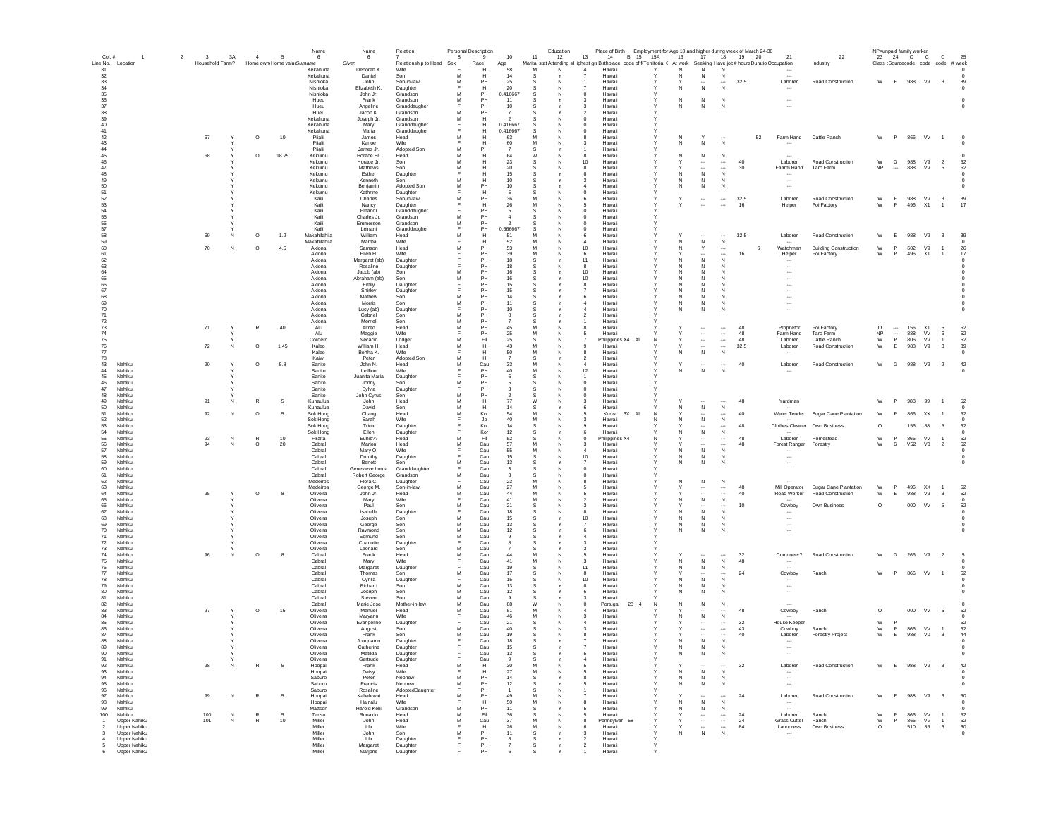| | | | | | | | Name | Name | Relation | Personal Description | | | | Education | | Place of Birth | | | | Employment for Age 10 and higher during week of March 24-30 | | | | | | | NP=unpaid family worker | | | | | |
|---|---|---|---|---|---|---|---|---|---|---|---|---|---|---|---|---|---|---|---|---|---|---|---|---|---|---|---|---|---|---|---|---|
| Col. # | 1 | 2 | 3 | 3A | 4 | 5 | 6 | 6 | 7 | 8 | 9 | 10 | 11 | 12 | 13 | 14 | B | 15 | 15A | 16 | 17 | 18 | 19 | 20 | 21 | 22 | 23 | 24 | C | C | C | 25 |
| Line No. | Location | | Household | Farm? | Home own | Home value | Surname | Given | Relationship to Head | Sex | Race | Age | Marital stat | Attending s | Highest gra | Birthplace | code of b | Territorial C | | At work | Seeking | Have job | # hours | Duration | Occupation | Industry | Class | Source | code | code | code | # week |
| 31 | | | | | | | Kekahuna | Deborah K. | Wife | F | H | 58 | M | N | 4 | Hawaii | | | Y | N | N | N | | | --- | | | | | | | 0 |
| 32 | | | | | | | Kekahuna | Daniel | Son | M | H | 14 | S | Y | 7 | Hawaii | | | Y | N | N | N | | | --- | | | | | | | 0 |
| 33 | | | | | | | Nishioka | John | Son-in-law | M | PH | 25 | S | N | 1 | Hawaii | | | Y | Y | --- | --- | 32.5 | | Laborer | Road Construction | W | E | 988 | V9 | 3 | 39 |
| 34 | | | | | | | Nishioka | Elizabeth K. | Daughter | F | H | 20 | S | N | 7 | Hawaii | | | Y | N | N | N | | | --- | | | | | | | 0 |
| 35 | | | | | | | Nishioka | John Jr. | Grandson | M | PH | 0.416667 | S | N | 0 | Hawaii | | | Y | | | | | | | | | | | | | |
| 36 | | | | | | | Hueu | Frank | Grandson | M | PH | 11 | S | Y | 3 | Hawaii | | | Y | N | N | N | | | --- | | | | | | | 0 |
| 37 | | | | | | | Hueu | Angeline | Granddaughter | F | PH | 10 | S | Y | 3 | Hawaii | | | Y | N | N | N | | | --- | | | | | | | 0 |
| 38 | | | | | | | Hueu | Jacob K. | Grandson | M | PH | 7 | S | Y | 2 | Hawaii | | | Y | | | | | | | | | | | | | |
| 39 | | | | | | | Kekahuna | Joseph Jr. | Grandson | M | H | 2 | S | N | 0 | Hawaii | | | Y | | | | | | | | | | | | | |
| 40 | | | | | | | Kekahuna | Mary | Granddaughter | F | H | 0.416667 | S | N | 0 | Hawaii | | | Y | | | | | | | | | | | | | |
| 41 | | | | | | | Kekahuna | Maria | Granddaughter | F | H | 0.416667 | S | N | 0 | Hawaii | | | Y | | | | | | | | | | | | | |
| 42 | | | 67 | Y | O | 10 | Piialii | James | Head | M | H | 63 | M | N | 8 | Hawaii | | | Y | N | Y | --- | | 52 | Farm Hand | Cattle Ranch | W | P | 866 | VV | 1 | 0 |
| 43 | | | | Y | | | Piialii | Kanoe | Wife | F | H | 60 | M | N | 3 | Hawaii | | | Y | N | N | N | | | --- | | | | | | | 0 |
| 44 | | | | Y | | | Piialii | James Jr. | Adopted Son | M | PH | 7 | S | Y | 1 | Hawaii | | | Y | | | | | | | | | | | | | |
| 45 | | | 68 | Y | O | 18.25 | Kekumu | Horace Sr. | Head | M | H | 64 | W | N | 8 | Hawaii | | | Y | N | N | N | | | --- | | | | | | | 0 |
| 46 | | | | Y | | | Kekumu | Horace Jr. | Son | M | H | 23 | S | N | 10 | Hawaii | | | Y | Y | --- | --- | 40 | | Laborer | Road Construction | W | G | 988 | V9 | 2 | 52 |
| 47 | | | | Y | | | Kekumu | Mathews | Son | M | H | 20 | S | N | 8 | Hawaii | | | Y | Y | --- | --- | 30 | | Faarm Hand | Taro Farm | NP | --- | 888 | VV | 6 | 52 |
| 48 | | | | Y | | | Kekumu | Esther | Daughter | F | H | 15 | S | Y | 8 | Hawaii | | | Y | N | N | N | | | --- | | | | | | | 0 |
| 49 | | | | Y | | | Kekumu | Kenneth | Son | M | H | 10 | S | Y | 3 | Hawaii | | | Y | N | N | N | | | --- | | | | | | | 0 |
| 50 | | | | Y | | | Kekumu | Benjamin | Adopted Son | M | PH | 10 | S | Y | 4 | Hawaii | | | Y | N | N | N | | | --- | | | | | | | 0 |
| 51 | | | | Y | | | Kekumu | Kathrine | Daughter | F | H | 5 | S | N | 0 | Hawaii | | | Y | | | | | | | | | | | | | |
| 52 | | | | Y | | | Kaili | Charles | Son-in-law | M | PH | 36 | M | N | 6 | Hawaii | | | Y | Y | --- | --- | 32.5 | | Laborer | Road Construction | W | E | 988 | VV | 3 | 39 |
| 53 | | | | Y | | | Kaili | Nancy | Daughter | F | H | 26 | M | N | 5 | Hawaii | | | Y | Y | --- | --- | 16 | | Helper | Poi Factory | W | P | 496 | X1 | 1 | 17 |
| 54 | | | | Y | | | Kaili | Eleanor | Granddaughter | F | PH | 5 | S | N | 0 | Hawaii | | | Y | | | | | | | | | | | | | |
| 55 | | | | Y | | | Kaili | Charles Jr. | Grandson | M | PH | 4 | S | N | 0 | Hawaii | | | Y | | | | | | | | | | | | | |
| 56 | | | | Y | | | Kaili | Emmerson | Grandson | M | PH | 2 | S | N | 0 | Hawaii | | | Y | | | | | | | | | | | | | |
| 57 | | | | Y | | | Kaili | Leinani | Granddaughter | F | PH | 0.666667 | S | N | 0 | Hawaii | | | Y | | | | | | | | | | | | | |
| 58 | | | 69 | N | O | 1.2 | Makahilahila | William | Head | M | H | 51 | M | N | 6 | Hawaii | | | Y | Y | --- | --- | 32.5 | | Laborer | Road Construction | W | E | 988 | V9 | 3 | 39 |
| 59 | | | | | | | Makahilahila | Martha | Wife | F | H | 52 | M | N | 4 | Hawaii | | | Y | N | N | N | | | --- | | | | | | | 0 |
| 60 | | | 70 | N | O | 4.5 | Akiona | Samson | Head | M | PH | 53 | M | N | 10 | Hawaii | | | Y | N | Y | --- | | 6 | Watchman | Building Construction | W | P | 602 | V9 | 1 | 26 |
| 61 | | | | | | | Akiona | Ellen H. | Wife | F | PH | 39 | M | N | 6 | Hawaii | | | Y | Y | --- | --- | 16 | | Helper | Poi Factory | W | P | 496 | X1 | 1 | 17 |
| 62 | | | | | | | Akiona | Margaret (ab) | Daughter | F | PH | 18 | S | Y | 11 | Hawaii | | | Y | N | N | N | | | --- | | | | | | | 0 |
| 63 | | | | | | | Akiona | Rosaline | Daughter | F | PH | 18 | S | N | 8 | Hawaii | | | Y | N | N | N | | | --- | | | | | | | 0 |
| 64 | | | | | | | Akiona | Jacob (ab) | Son | M | PH | 16 | S | Y | 10 | Hawaii | | | Y | N | N | N | | | --- | | | | | | | 0 |
| 65 | | | | | | | Akiona | Abraham (ab) | Son | M | PH | 16 | S | Y | 10 | Hawaii | | | Y | N | N | N | | | --- | | | | | | | 0 |
| 66 | | | | | | | Akiona | Emily | Daughter | F | PH | 15 | S | Y | 8 | Hawaii | | | Y | N | N | N | | | --- | | | | | | | 0 |
| 67 | | | | | | | Akiona | Shirley | Daughter | F | PH | 15 | S | Y | 7 | Hawaii | | | Y | N | N | N | | | --- | | | | | | | 0 |
| 68 | | | | | | | Akiona | Mathew | Son | M | PH | 14 | S | Y | 6 | Hawaii | | | Y | N | N | N | | | --- | | | | | | | 0 |
| 69 | | | | | | | Akiona | Morris | Son | M | PH | 11 | S | Y | 4 | Hawaii | | | Y | N | N | N | | | --- | | | | | | | 0 |
| 70 | | | | | | | Akiona | Lucy (ab) | Daughter | F | PH | 10 | S | Y | 4 | Hawaii | | | Y | N | N | N | | | --- | | | | | | | 0 |
| 71 | | | | | | | Akiona | Gabriel | Son | M | PH | 8 | S | Y | 2 | Hawaii | | | Y | | | | | | | | | | | | | |
| 72 | | | | | | | Akiona | Merriel | Son | M | PH | 7 | S | Y | 1 | Hawaii | | | Y | | | | | | | | | | | | | |
| 73 | | | 71 | Y | R | 40 | Alu | Alfred | Head | M | PH | 45 | M | N | 8 | Hawaii | | | Y | Y | --- | --- | 48 | | Proprietor | Poi Factory | O | --- | 156 | X1 | 5 | 52 |
| 74 | | | | Y | | | Alu | Maggie | Wife | F | PH | 25 | M | N | 5 | Hawaii | | | Y | Y | --- | --- | 48 | | Farm Hand | Taro Farm | NP | --- | 888 | VV | 6 | 52 |
| 75 | | | | Y | | | Cordero | Necacio | Lodger | M | Fil | 25 | S | N | 7 | Philippines | X4 | Al | N | Y | --- | --- | 48 | | Laborer | Cattle Ranch | W | P | 806 | VV | 1 | 52 |
| 76 | | | 72 | N | O | 1.45 | Kaleo | William H. | Head | M | H | 43 | M | N | 9 | Hawaii | | | Y | Y | --- | --- | 32.5 | | Laborer | Road Construction | W | E | 988 | V9 | 3 | 39 |
| 77 | | | | | | | Kaleo | Bertha K. | Wife | F | H | 50 | M | N | 8 | Hawaii | | | Y | N | N | N | | | --- | | | | | | | 0 |
| 78 | | | | | | | Kaiwi | Peter | Adopted Son | M | H | 7 | S | Y | 2 | Hawaii | | | Y | | | | | | | | | | | | | |
| 43 | Nahiku | | 90 | Y | O | 5.8 | Sanito | John N. | Head | M | Cau | 33 | M | N | 4 | Hawaii | | | Y | Y | --- | --- | 40 | | Laborer | Road Construction | W | G | 988 | V9 | 2 | 42 |
| 44 | Nahiku | | | Y | | | Sanito | Leillion | Wife | F | PH | 40 | M | N | 12 | Hawaii | | | Y | N | N | N | | | --- | | | | | | | 0 |
| 45 | Nahiku | | | Y | | | Sanito | Juanita Maria | Daughter | F | PH | 6 | S | N | 1 | Hawaii | | | Y | | | | | | | | | | | | | |
| 46 | Nahiku | | | Y | | | Sanito | Jonny | Son | M | PH | 5 | S | N | 0 | Hawaii | | | Y | | | | | | | | | | | | | |
| 47 | Nahiku | | | Y | | | Sanito | Sylvia | Daughter | F | PH | 3 | S | N | 0 | Hawaii | | | Y | | | | | | | | | | | | | |
| 48 | Nahiku | | | Y | | | Sanito | John Cyrus | Son | M | PH | 2 | S | N | 0 | Hawaii | | | Y | | | | | | | | | | | | | |
| 49 | Nahiku | | 91 | N | R | 5 | Kuhaulua | John | Head | M | H | 77 | W | N | 3 | Hawaii | | | Y | Y | --- | --- | 48 | | Yardman | | W | P | 988 | 99 | 1 | 52 |
| 50 | Nahiku | | | | | | Kuhaulua | David | Son | M | H | 14 | S | Y | 6 | Hawaii | | | Y | N | N | N | | | --- | | | | | | | 0 |
| 51 | Nahiku | | 92 | N | O | 5 | Sok Hong | Chang | Head | M | Kor | 54 | M | N | 5 | Korea | 3X | Al | N | Y | --- | --- | 40 | | Water Tender | Sugar Cane Plantation | W | P | 866 | XX | 1 | 52 |
| 52 | Nahiku | | | | | | Sok Hong | Sarah | Wife | F | Jp | 40 | M | N | 3 | Hawaii | | | N | N | N | N | | | --- | | | | | | | 0 |
| 53 | Nahiku | | | | | | Sok Hong | Trina | Daughter | F | Kor | 14 | S | N | 9 | Hawaii | | | Y | Y | --- | --- | 48 | | Clothes Cleaner | Own Business | O | | 156 | 88 | 5 | 52 |
| 54 | Nahiku | | | | | | Sok Hong | Ellen | Daughter | F | Kor | 12 | S | Y | 6 | Hawaii | | | Y | N | N | N | | | --- | | | | | | | 0 |
| 55 | Nahiku | | 93 | N | R | 10 | Firalta | Euhis?? | Head | M | Fil | 52 | S | N | 0 | Philippines | X4 | | N | Y | --- | --- | 48 | | Laborer | Homestead | W | P | 866 | VV | 1 | 52 |
| 56 | Nahiku | | 94 | N | O | 20 | Cabral | Marion | Head | M | Cau | 57 | M | N | 3 | Hawaii | | | Y | Y | --- | --- | 48 | | Forest Ranger | Forestry | W | G | V52 | V0 | 2 | 52 |
| 57 | Nahiku | | | | | | Cabral | Mary O. | Wife | F | Cau | 55 | M | N | 4 | Hawaii | | | Y | N | N | N | | | --- | | | | | | | 0 |
| 58 | Nahiku | | | | | | Cabral | Dorothy | Daughter | F | Cau | 15 | S | N | 10 | Hawaii | | | Y | N | N | N | | | --- | | | | | | | 0 |
| 59 | Nahiku | | | | | | Cabral | Benett | Son | M | Cau | 13 | S | Y | 7 | Hawaii | | | Y | N | N | N | | | --- | | | | | | | 0 |
| 60 | Nahiku | | | | | | Cabral | Genevieve Lorna | Granddaughter | F | Cau | 3 | S | N | 0 | Hawaii | | | Y | | | | | | | | | | | | | |
| 61 | Nahiku | | | | | | Cabral | Robert George | Grandson | M | Cau | 3 | S | N | 0 | Hawaii | | | Y | | | | | | | | | | | | | |
| 62 | Nahiku | | | | | | Medeiros | Flora C. | Daughter | F | Cau | 23 | M | N | 8 | Hawaii | | | Y | N | N | N | | | --- | | | | | | | |
| 63 | Nahiku | | | | | | Medeiros | George M. | Son-in-law | M | Cau | 27 | M | N | 5 | Hawaii | | | Y | Y | --- | --- | 48 | | Mill Operator | Sugar Cane Plantation | W | P | 496 | XX | 1 | 52 |
| 64 | Nahiku | | 95 | Y | O | 8 | Oliveira | John Jr. | Head | M | Cau | 44 | M | N | 5 | Hawaii | | | Y | Y | --- | --- | 40 | | Road Worker | Road Construction | W | E | 988 | V9 | 3 | 52 |
| 65 | Nahiku | | | Y | | | Oliveira | Mary | Wife | F | Cau | 41 | M | N | 2 | Hawaii | | | Y | N | N | N | | | --- | | | | | | | 0 |
| 66 | Nahiku | | | Y | | | Oliveira | Paul | Son | M | Cau | 21 | S | N | 3 | Hawaii | | | Y | Y | --- | --- | 10 | | Cowboy | Own Business | O | | 000 | VV | 5 | 52 |
| 67 | Nahiku | | | Y | | | Oliveira | Isabella | Daughter | F | Cau | 18 | S | N | 8 | Hawaii | | | Y | N | N | N | | | --- | | | | | | | 0 |
| 68 | Nahiku | | | Y | | | Oliveira | Joseph | Son | M | Cau | 15 | S | Y | 10 | Hawaii | | | Y | N | N | N | | | --- | | | | | | | 0 |
| 69 | Nahiku | | | Y | | | Oliveira | George | Son | M | Cau | 13 | S | Y | 7 | Hawaii | | | Y | N | N | N | | | --- | | | | | | | 0 |
| 70 | Nahiku | | | Y | | | Oliveira | Raymond | Son | M | Cau | 12 | S | Y | 6 | Hawaii | | | Y | N | N | N | | | --- | | | | | | | 0 |
| 71 | Nahiku | | | Y | | | Oliveira | Edmund | Son | M | Cau | 9 | S | Y | 4 | Hawaii | | | Y | | | | | | | | | | | | | |
| 72 | Nahiku | | | Y | | | Oliveira | Charlotte | Daughter | F | Cau | 8 | S | Y | 3 | Hawaii | | | Y | | | | | | | | | | | | | |
| 73 | Nahiku | | | Y | | | Oliveira | Leonard | Son | M | Cau | 7 | S | Y | 3 | Hawaii | | | Y | | | | | | | | | | | | | |
| 74 | Nahiku | | 96 | N | O | 8 | Cabral | Frank | Head | M | Cau | 44 | M | N | 5 | Hawaii | | | Y | Y | --- | --- | 32 | | Contoneer? | Road Construction | W | G | 266 | V9 | 2 | 5 |
| 75 | Nahiku | | | | | | Cabral | Mary | Wife | F | Cau | 41 | M | N | 3 | Hawaii | | | Y | N | N | N | 48 | | --- | | | | | | | 0 |
| 76 | Nahiku | | | | | | Cabral | Margaret | Daughter | F | Cau | 19 | S | N | 11 | Hawaii | | | Y | N | N | N | | | --- | | | | | | | 0 |
| 77 | Nahiku | | | | | | Cabral | Thomas | Son | M | Cau | 17 | S | N | 8 | Hawaii | | | Y | Y | --- | --- | 24 | | Cowboy | Ranch | W | P | 866 | VV | 1 | 52 |
| 78 | Nahiku | | | | | | Cabral | Cyrilla | Daughter | F | Cau | 15 | S | N | 10 | Hawaii | | | Y | N | N | N | | | --- | | | | | | | 0 |
| 79 | Nahiku | | | | | | Cabral | Richard | Son | M | Cau | 13 | S | Y | 8 | Hawaii | | | Y | N | N | N | | | --- | | | | | | | 0 |
| 80 | Nahiku | | | | | | Cabral | Joseph | Son | M | Cau | 12 | S | Y | 6 | Hawaii | | | Y | N | N | N | | | --- | | | | | | | 0 |
| 81 | Nahiku | | | | | | Cabral | Steven | Son | M | Cau | 9 | S | Y | 3 | Hawaii | | | Y | | | | | | | | | | | | | |
| 82 | Nahiku | | | | | | Cabral | Marie Jose | Mother-in-law | M | Cau | 88 | W | N | 0 | Portugal | 28 | 4 | N | N | N | N | | | --- | | | | | | | 0 |
| 83 | Nahiku | | 97 | Y | O | 15 | Oliveira | Manuel | Head | M | Cau | 51 | M | N | 4 | Hawaii | | | Y | Y | --- | --- | 48 | | Cowboy | Ranch | O | | 000 | VV | 5 | 52 |
| 84 | Nahiku | | | Y | | | Oliveira | Maryann | Wife | F | Cau | 46 | M | N | 3 | Hawaii | | | Y | N | N | N | | | --- | | | | | | | 0 |
| 85 | Nahiku | | | Y | | | Oliveira | Evangeline | Daughter | F | Cau | 21 | S | N | 4 | Hawaii | | | Y | Y | --- | --- | 32 | | House Keeper | | W | P | | | | 52 |
| 86 | Nahiku | | | Y | | | Oliveira | August | Son | M | Cau | 40 | S | N | 3 | Hawaii | | | Y | Y | --- | --- | 43 | | Cowboy | Ranch | W | P | 866 | VV | 1 | 52 |
| 87 | Nahiku | | | Y | | | Oliveira | Frank | Son | M | Cau | 19 | S | N | 8 | Hawaii | | | Y | Y | --- | --- | 40 | | Laborer | Forestry Project | W | E | 988 | V0 | 3 | 44 |
| 88 | Nahiku | | | Y | | | Oliveira | Joaquamo | Daughter | F | Cau | 18 | S | Y | 7 | Hawaii | | | Y | N | N | N | | | --- | | | | | | | 0 |
| 89 | Nahiku | | | Y | | | Oliveira | Catherine | Daughter | F | Cau | 15 | S | Y | 7 | Hawaii | | | Y | N | N | N | | | --- | | | | | | | 0 |
| 90 | Nahiku | | | Y | | | Oliveira | Matilda | Daughter | F | Cau | 13 | S | Y | 5 | Hawaii | | | Y | N | N | N | | | --- | | | | | | | 0 |
| 91 | Nahiku | | | Y | | | Oliveira | Gertrude | Daughter | F | Cau | 9 | S | Y | 4 | Hawaii | | | Y | | | | | | | | | | | | | |
| 92 | Nahiku | | 98 | N | R | 5 | Hoopai | Frank | Head | M | H | 30 | M | N | 5 | Hawaii | | | Y | Y | --- | --- | 32 | | Laborer | Road Construction | W | E | 988 | V9 | 3 | 42 |
| 93 | Nahiku | | | | | | Hoopai | Daisy | Wife | F | H | 27 | M | N | 5 | Hawaii | | | Y | N | N | N | | | --- | | | | | | | 0 |
| 94 | Nahiku | | | | | | Saburo | Peter | Nephew | M | PH | 14 | S | Y | 8 | Hawaii | | | Y | N | N | N | | | --- | | | | | | | 0 |
| 95 | Nahiku | | | | | | Saburo | Francis | Nephew | M | PH | 12 | S | Y | 5 | Hawaii | | | Y | N | N | N | | | --- | | | | | | | 0 |
| 96 | Nahiku | | | | | | Saburo | Rosaline | AdoptedDaughter | F | PH | 1 | S | N | 1 | Hawaii | | | Y | | | | | | | | | | | | | |
| 97 | Nahiku | | 99 | N | R | 5 | Hoopai | Kahalewai | Head | M | PH | 49 | M | N | 7 | Hawaii | | | Y | Y | --- | --- | 24 | | Laborer | Road Construction | W | E | 988 | V9 | 3 | 30 |
| 98 | Nahiku | | | | | | Hoopai | Hainalu | Wife | F | H | 50 | M | N | 8 | Hawaii | | | Y | N | N | N | | | --- | | | | | | | 0 |
| 99 | Nahiku | | | | | | Mattson | Harold Kelii | Grandson | M | PH | 11 | S | Y | 5 | Hawaii | | | Y | N | N | N | | | --- | | | | | | | 0 |
| 100 | Nahiku | | 100 | N | R | 5 | Tanso | Ronaldo | Head | M | Fil | 36 | S | N | 5 | Hawaii | | | Y | Y | --- | --- | 24 | | Laborer | Ranch | W | P | 866 | VV | 1 | 52 |
| 1 | Upper Nahiku | | 101 | N | R | 10 | Miller | John | Head | M | Cau | 37 | M | N | 8 | Pennsylvar | 58 | | Y | Y | --- | --- | 24 | | Grass Cutter | Ranch | W | P | 866 | VV | 1 | 52 |
| 2 | Upper Nahiku | | | | | | Miller | Ida | Wife | F | H | 26 | M | N | 6 | Hawaii | | | Y | Y | --- | --- | 84 | | Laundress | Own Business | O | | 510 | 86 | 5 | 30 |
| 3 | Upper Nahiku | | | | | | Miller | John | Son | M | PH | 11 | S | Y | 3 | Hawaii | | | Y | N | N | N | | | --- | | | | | | | 0 |
| 4 | Upper Nahiku | | | | | | Miller | Ida | Daughter | F | PH | 8 | S | Y | 2 | Hawaii | | | Y | | | | | | | | | | | | | |
| 5 | Upper Nahiku | | | | | | Miller | Margaret | Daughter | F | PH | 7 | S | Y | 2 | Hawaii | | | Y | | | | | | | | | | | | | |
| 6 | Upper Nahiku | | | | | | Miller | Marjorie | Daughter | F | PH | 6 | S | Y | 1 | Hawaii | | | Y | | | | | | | | | | | | | |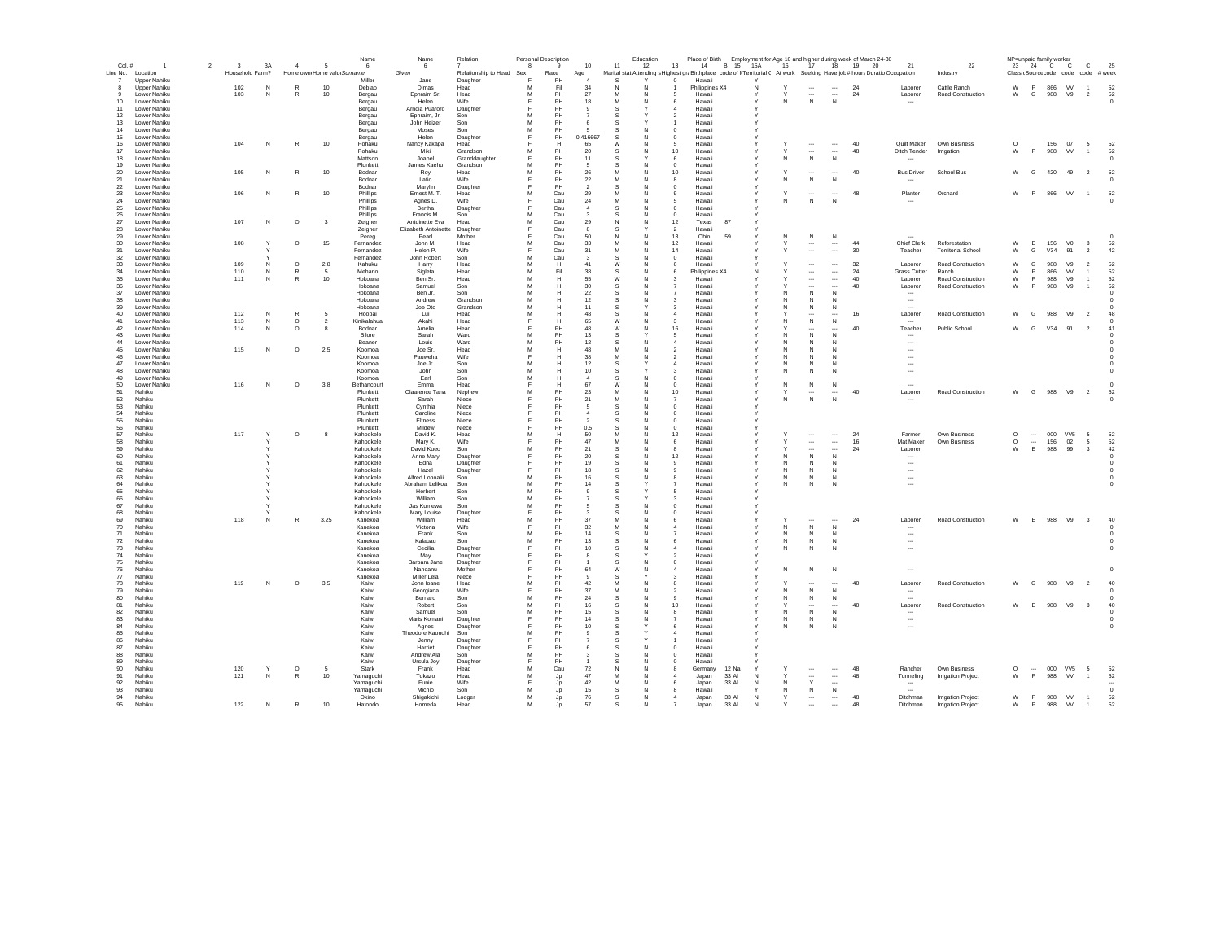| Col. # | 1 | 2 | 3 | 3A | 4 | 5 | Name 6 | Name 6 | Relation 7 | Personal Description 8 | 9 | 10 | 11 | Education 12 | 13 | Place of Birth 14 | B 15 | 15A | Employment for Age 10 and higher during week of March 24-30 16 | 17 | 18 | 19 | 20 | 21 | 22 | NP=unpaid family worker 23 | 24 | C | C | C | 25 |
|---|---|---|---|---|---|---|---|---|---|---|---|---|---|---|---|---|---|---|---|---|---|---|---|---|---|---|---|---|---|---|---|
| Line No. | Location | | Household | Farm? | Home own | Home value | Surname | Given | Relationship to Head | Sex | Race | Age | Marital stat | Attending s | Highest gra | Birthplace | code of l | Territorial C | At work | Seeking | Have job | # hours | Duratio | Occupation | Industry | Class | Source | code | code | code | # week |
| 7 | Upper Nahiku | | | | | | Miller | Jane | Daughter | F | PH | 4 | S | Y | 0 | Hawaii | | Y | | | | | | | | | | | | | |
| 8 | Upper Nahiku | | 102 | N | R | 10 | Debiao | Dimas | Head | M | Fil | 34 | N | N | 1 | Philippines X4 | | N | Y | --- | --- | 24 | | Laborer | Cattle Ranch | W | P | 866 | VV | 1 | 52 |
| 9 | Upper Nahiku | | 103 | N | R | 10 | Bergau | Ephraim Sr. | Head | M | PH | 27 | M | N | 5 | Hawaii | | Y | Y | --- | --- | 24 | | Laborer | Road Construction | W | G | 988 | V9 | 2 | 52 |
| 10 | Lower Nahiku | | | | | | Bergau | Helen | Wife | F | PH | 18 | M | N | 6 | Hawaii | | Y | N | N | N | | | --- | | | | | | | 0 |
| 11 | Lower Nahiku | | | | | | Bergau | Arndia Puaroro | Daughter | F | PH | 9 | S | Y | 4 | Hawaii | | Y | | | | | | | | | | | | | |
| 12 | Lower Nahiku | | | | | | Bergau | Ephraim, Jr. | Son | M | PH | 7 | S | Y | 2 | Hawaii | | Y | | | | | | | | | | | | | |
| 13 | Lower Nahiku | | | | | | Bergau | John Heizer | Son | M | PH | 6 | S | Y | 1 | Hawaii | | Y | | | | | | | | | | | | | |
| 14 | Lower Nahiku | | | | | | Bergau | Moses | Son | M | PH | 5 | S | N | 0 | Hawaii | | Y | | | | | | | | | | | | | |
| 15 | Lower Nahiku | | | | | | Bergau | Helen | Daughter | F | PH | 0.416667 | S | N | 0 | Hawaii | | Y | | | | | | | | | | | | | |
| 16 | Lower Nahiku | | 104 | N | R | 10 | Pohaku | Nancy Kakapa | Head | F | H | 65 | W | N | 5 | Hawaii | | Y | Y | --- | --- | 40 | | Quilt Maker | Own Business | O | | 156 | 07 | 5 | 52 |
| 17 | Lower Nahiku | | | | | | Pohaku | Miki | Grandson | M | PH | 20 | S | N | 10 | Hawaii | | Y | Y | --- | --- | 48 | | Ditch Tender | Irrigation | W | P | 988 | VV | 1 | 52 |
| 18 | Lower Nahiku | | | | | | Mattson | Joabel | Granddaughter | F | PH | 11 | S | Y | 6 | Hawaii | | Y | N | N | N | | | --- | | | | | | | 0 |
| 19 | Lower Nahiku | | | | | | Plunkett | James Kaehu | Grandson | M | PH | 5 | S | N | 0 | Hawaii | | Y | | | | | | | | | | | | | |
| 20 | Lower Nahiku | | 105 | N | R | 10 | Bodnar | Roy | Head | M | PH | 26 | M | N | 10 | Hawaii | | Y | Y | --- | --- | 40 | | Bus Driver | School Bus | W | G | 420 | 49 | 2 | 52 |
| 21 | Lower Nahiku | | | | | | Bodnar | Latio | Wife | F | PH | 22 | M | N | 8 | Hawaii | | Y | N | N | N | | | --- | | | | | | | 0 |
| 22 | Lower Nahiku | | | | | | Bodnar | Marylin | Daughter | F | PH | 2 | S | N | 0 | Hawaii | | Y | | | | | | | | | | | | | |
| 23 | Lower Nahiku | | 106 | N | R | 10 | Phillips | Ernest M. T. | Head | M | Cau | 29 | M | N | 9 | Hawaii | | Y | Y | --- | --- | 48 | | Planter | Orchard | W | P | 866 | VV | 1 | 52 |
| 24 | Lower Nahiku | | | | | | Phillips | Agnes D. | Wife | F | Cau | 24 | M | N | 5 | Hawaii | | Y | N | N | N | | | --- | | | | | | | 0 |
| 25 | Lower Nahiku | | | | | | Phillips | Bertha | Daughter | F | Cau | 4 | S | N | 0 | Hawaii | | Y | | | | | | | | | | | | | |
| 26 | Lower Nahiku | | | | | | Phillips | Francis M. | Son | M | Cau | 3 | S | N | 0 | Hawaii | | Y | | | | | | | | | | | | | |
| 27 | Lower Nahiku | | 107 | N | O | 3 | Zeigher | Antoinette Eva | Head | M | Cau | 29 | N | N | 12 | Texas | 87 | Y | | | | | | | | | | | | | |
| 28 | Lower Nahiku | | | | | | Zeigher | Elizabeth Antoinette | Daughter | F | Cau | 8 | S | Y | 2 | Hawaii | | Y | | | | | | | | | | | | | |
| 29 | Lower Nahiku | | | | | | Pereg | Pearl | Mother | F | Cau | 50 | N | N | 13 | Ohio | 59 | Y | N | N | N | | | --- | | | | | | | 0 |
| 30 | Lower Nahiku | | 108 | Y | O | 15 | Fernandez | John M. | Head | M | Cau | 33 | M | N | 12 | Hawaii | | Y | Y | --- | --- | 44 | | Chief Clerk | Reforestation | W | E | 156 | V0 | 3 | 52 |
| 31 | Lower Nahiku | | | Y | | | Fernandez | Helen P. | Wife | F | Cau | 31 | M | N | 14 | Hawaii | | Y | Y | --- | --- | 30 | | Teacher | Territorial School | W | G | V34 | 91 | 2 | 42 |
| 32 | Lower Nahiku | | | Y | | | Fernandez | John Robert | Son | M | Cau | 3 | S | N | 0 | Hawaii | | Y | | | | | | | | | | | | | |
| 33 | Lower Nahiku | | 109 | N | O | 2.8 | Kahuku | Harry | Head | M | H | 41 | W | N | 6 | Hawaii | | Y | Y | --- | --- | 32 | | Laborer | Road Construction | W | G | 988 | V9 | 2 | 52 |
| 34 | Lower Nahiku | | 110 | N | R | 5 | Meharlo | Sigleta | Head | M | Fil | 38 | S | N | 6 | Philippines X4 | | N | Y | --- | --- | 24 | | Grass Cutter | Ranch | W | P | 866 | VV | 1 | 52 |
| 35 | Lower Nahiku | | 111 | N | R | 10 | Hokoana | Ben Sr. | Head | M | H | 55 | W | N | 3 | Hawaii | | Y | Y | --- | --- | 40 | | Laborer | Road Construction | W | P | 988 | V9 | 1 | 52 |
| 36 | Lower Nahiku | | | | | | Hokoana | Samuel | Son | M | H | 30 | S | N | 7 | Hawaii | | Y | Y | --- | --- | 40 | | Laborer | Road Construction | W | P | 988 | V9 | 1 | 52 |
| 37 | Lower Nahiku | | | | | | Hokoana | Ben Jr. | Son | M | H | 22 | S | N | 7 | Hawaii | | Y | N | N | N | | | --- | | | | | | | 0 |
| 38 | Lower Nahiku | | | | | | Hokoana | Andrew | Grandson | M | H | 12 | S | N | 3 | Hawaii | | Y | N | N | N | | | --- | | | | | | | 0 |
| 39 | Lower Nahiku | | | | | | Hokoana | Joe Oto | Grandson | M | H | 11 | S | Y | 3 | Hawaii | | Y | N | N | N | | | --- | | | | | | | 0 |
| 40 | Lower Nahiku | | 112 | N | R | 5 | Hoopai | Lui | Head | M | H | 48 | S | N | 4 | Hawaii | | Y | Y | --- | --- | 16 | | Laborer | Road Construction | W | G | 988 | V9 | 2 | 48 |
| 41 | Lower Nahiku | | 113 | N | O | 2 | Kinikalahua | Akahi | Head | F | H | 65 | W | N | 3 | Hawaii | | Y | N | N | N | | | --- | | | | | | | 0 |
| 42 | Lower Nahiku | | 114 | N | O | 8 | Bodnar | Amelia | Head | F | PH | 48 | W | N | 16 | Hawaii | | Y | Y | --- | --- | 40 | | Teacher | Public School | W | G | V34 | 91 | 2 | 41 |
| 43 | Lower Nahiku | | | | | | Bilore | Sarah | Ward | M | PH | 13 | S | Y | 5 | Hawaii | | Y | N | N | N | | | --- | | | | | | | 0 |
| 44 | Lower Nahiku | | | | | | Beaner | Louis | Ward | M | PH | 12 | S | N | 4 | Hawaii | | Y | N | N | N | | | --- | | | | | | | 0 |
| 45 | Lower Nahiku | | 115 | N | O | 2.5 | Koomoa | Joe Sr. | Head | M | H | 48 | M | N | 2 | Hawaii | | Y | N | N | N | | | --- | | | | | | | 0 |
| 46 | Lower Nahiku | | | | | | Koomoa | Pauweha | Wife | F | H | 38 | M | N | 2 | Hawaii | | Y | N | N | N | | | --- | | | | | | | 0 |
| 47 | Lower Nahiku | | | | | | Koomoa | Joe Jr. | Son | M | H | 12 | S | Y | 4 | Hawaii | | Y | N | N | N | | | --- | | | | | | | 0 |
| 48 | Lower Nahiku | | | | | | Koomoa | John | Son | M | H | 10 | S | Y | 3 | Hawaii | | Y | N | N | N | | | --- | | | | | | | 0 |
| 49 | Lower Nahiku | | | | | | Koomoa | Earl | Son | M | H | 4 | S | N | 0 | Hawaii | | Y | | | | | | | | | | | | | |
| 50 | Lower Nahiku | | 116 | N | O | 3.8 | Bethancourt | Emma | Head | F | H | 67 | W | N | 0 | Hawaii | | Y | N | N | N | | | --- | | | | | | | 0 |
| 51 | Nahiku | | | | | | Plunkett | Claarence Tana | Nephew | M | PH | 23 | M | N | 10 | Hawaii | | Y | Y | --- | --- | 40 | | Laborer | Road Construction | W | G | 988 | V9 | 2 | 52 |
| 52 | Nahiku | | | | | | Plunkett | Sarah | Niece | F | PH | 21 | M | N | 7 | Hawaii | | Y | N | N | N | | | --- | | | | | | | 0 |
| 53 | Nahiku | | | | | | Plunkett | Cynthia | Niece | F | PH | 5 | S | N | 0 | Hawaii | | Y | | | | | | | | | | | | | |
| 54 | Nahiku | | | | | | Plunkett | Caroline | Niece | F | PH | 4 | S | N | 0 | Hawaii | | Y | | | | | | | | | | | | | |
| 55 | Nahiku | | | | | | Plunkett | Eltness | Niece | F | PH | 2 | S | N | 0 | Hawaii | | Y | | | | | | | | | | | | | |
| 56 | Nahiku | | | | | | Plunkett | Mildew | Niece | F | PH | 0.5 | S | N | 0 | Hawaii | | Y | | | | | | | | | | | | | |
| 57 | Nahiku | | 117 | Y | O | 8 | Kahookele | David K. | Head | M | H | 50 | M | N | 12 | Hawaii | | Y | Y | --- | --- | 24 | | Farmer | Own Business | O | --- | 000 | VV5 | 5 | 52 |
| 58 | Nahiku | | | Y | | | Kahookele | Mary K. | Wife | F | PH | 47 | M | N | 6 | Hawaii | | Y | Y | --- | --- | 16 | | Mat Maker | Own Business | O | --- | 156 | 02 | 5 | 52 |
| 59 | Nahiku | | | Y | | | Kahookele | David Kueo | Son | M | PH | 21 | S | N | 8 | Hawaii | | Y | Y | --- | --- | 24 | | Laborer | | W | E | 988 | 99 | 3 | 42 |
| 60 | Nahiku | | | Y | | | Kahookele | Anne Mary | Daughter | F | PH | 20 | S | N | 12 | Hawaii | | Y | N | N | N | | | --- | | | | | | | 0 |
| 61 | Nahiku | | | Y | | | Kahookele | Edna | Daughter | F | PH | 19 | S | N | 9 | Hawaii | | Y | N | N | N | | | --- | | | | | | | 0 |
| 62 | Nahiku | | | Y | | | Kahookele | Hazel | Daughter | F | PH | 18 | S | N | 9 | Hawaii | | Y | N | N | N | | | --- | | | | | | | 0 |
| 63 | Nahiku | | | Y | | | Kahookele | Alfred Lonoalii | Son | M | PH | 16 | S | N | 8 | Hawaii | | Y | N | N | N | | | --- | | | | | | | 0 |
| 64 | Nahiku | | | Y | | | Kahookele | Abraham Lelikoa | Son | M | PH | 14 | S | Y | 7 | Hawaii | | Y | N | N | N | | | --- | | | | | | | 0 |
| 65 | Nahiku | | | Y | | | Kahookele | Herbert | Son | M | PH | 9 | S | Y | 5 | Hawaii | | Y | | | | | | | | | | | | | |
| 66 | Nahiku | | | Y | | | Kahookele | William | Son | M | PH | 7 | S | Y | 3 | Hawaii | | Y | | | | | | | | | | | | | |
| 67 | Nahiku | | | Y | | | Kahookele | Jas Kumewa | Son | M | PH | 5 | S | N | 0 | Hawaii | | Y | | | | | | | | | | | | | |
| 68 | Nahiku | | | Y | | | Kahookele | Mary Louise | Daughter | F | PH | 3 | S | N | 0 | Hawaii | | Y | | | | | | | | | | | | | |
| 69 | Nahiku | | 118 | N | R | 3.25 | Kanekoa | William | Head | M | PH | 37 | M | N | 6 | Hawaii | | Y | Y | --- | --- | 24 | | Laborer | Road Construction | W | E | 988 | V9 | 3 | 40 |
| 70 | Nahiku | | | | | | Kanekoa | Victoria | Wife | F | PH | 32 | M | N | 4 | Hawaii | | Y | N | N | N | | | --- | | | | | | | 0 |
| 71 | Nahiku | | | | | | Kanekoa | Frank | Son | M | PH | 14 | S | N | 7 | Hawaii | | Y | N | N | N | | | --- | | | | | | | 0 |
| 72 | Nahiku | | | | | | Kanekoa | Kalauau | Son | M | PH | 13 | S | N | 6 | Hawaii | | Y | N | N | N | | | --- | | | | | | | 0 |
| 73 | Nahiku | | | | | | Kanekoa | Cecilia | Daughter | F | PH | 10 | S | N | 4 | Hawaii | | Y | N | N | N | | | --- | | | | | | | 0 |
| 74 | Nahiku | | | | | | Kanekoa | May | Daughter | F | PH | 8 | S | Y | 2 | Hawaii | | Y | | | | | | | | | | | | | |
| 75 | Nahiku | | | | | | Kanekoa | Barbara Jane | Daughter | F | PH | 1 | S | N | 0 | Hawaii | | Y | | | | | | | | | | | | | |
| 76 | Nahiku | | | | | | Kanekoa | Nahoanu | Mother | F | PH | 64 | W | N | 4 | Hawaii | | Y | N | N | N | | | --- | | | | | | | 0 |
| 77 | Nahiku | | | | | | Kanekoa | Miller Lela | Niece | F | PH | 9 | S | Y | 3 | Hawaii | | Y | | | | | | | | | | | | | |
| 78 | Nahiku | | 119 | N | O | 3.5 | Kaiwi | John Ioane | Head | M | PH | 42 | M | N | 8 | Hawaii | | Y | Y | --- | --- | 40 | | Laborer | Road Construction | W | G | 988 | V9 | 2 | 40 |
| 79 | Nahiku | | | | | | Kaiwi | Georgiana | Wife | F | PH | 37 | M | N | 2 | Hawaii | | Y | N | N | N | | | --- | | | | | | | 0 |
| 80 | Nahiku | | | | | | Kaiwi | Bernard | Son | M | PH | 24 | S | N | 9 | Hawaii | | Y | N | N | N | | | --- | | | | | | | 0 |
| 81 | Nahiku | | | | | | Kaiwi | Robert | Son | M | PH | 16 | S | N | 10 | Hawaii | | Y | Y | --- | --- | 40 | | Laborer | Road Construction | W | E | 988 | V9 | 3 | 40 |
| 82 | Nahiku | | | | | | Kaiwi | Samuel | Son | M | PH | 15 | S | N | 8 | Hawaii | | Y | N | N | N | | | --- | | | | | | | 0 |
| 83 | Nahiku | | | | | | Kaiwi | Maris Komani | Daughter | F | PH | 14 | S | N | 7 | Hawaii | | Y | N | N | N | | | --- | | | | | | | 0 |
| 84 | Nahiku | | | | | | Kaiwi | Agnes | Daughter | F | PH | 10 | S | Y | 6 | Hawaii | | Y | N | N | N | | | --- | | | | | | | 0 |
| 85 | Nahiku | | | | | | Kaiwi | Theodore Kaonohi | Son | M | PH | 9 | S | Y | 4 | Hawaii | | Y | | | | | | | | | | | | | |
| 86 | Nahiku | | | | | | Kaiwi | Jenny | Daughter | F | PH | 7 | S | Y | 1 | Hawaii | | Y | | | | | | | | | | | | | |
| 87 | Nahiku | | | | | | Kaiwi | Harriet | Daughter | F | PH | 6 | S | N | 0 | Hawaii | | Y | | | | | | | | | | | | | |
| 88 | Nahiku | | | | | | Kaiwi | Andrew Ala | Son | M | PH | 3 | S | N | 0 | Hawaii | | Y | | | | | | | | | | | | | |
| 89 | Nahiku | | | | | | Kaiwi | Ursula Joy | Daughter | F | PH | 1 | S | N | 0 | Hawaii | | Y | | | | | | | | | | | | | |
| 90 | Nahiku | | 120 | Y | O | 5 | Stark | Frank | Head | M | Cau | 72 | N | N | 8 | Germany | 12 Na | Y | Y | --- | --- | 48 | | Rancher | Own Business | O | --- | 000 | VV5 | 5 | 52 |
| 91 | Nahiku | | 121 | N | R | 10 | Yamaguchi | Tokazo | Head | M | Jp | 47 | M | N | 4 | Japan | 33 Al | N | Y | --- | --- | 48 | | Tunneling | Irrigation Project | W | P | 988 | VV | 1 | 52 |
| 92 | Nahiku | | | | | | Yamaguchi | Funie | Wife | F | Jp | 42 | M | N | 6 | Japan | 33 Al | N | N | Y | --- | | | --- | | | | | | | --- |
| 93 | Nahiku | | | | | | Yamaguchi | Michio | Son | M | Jp | 15 | S | N | 8 | Hawaii | | Y | N | N | N | | | --- | | | | | | | 0 |
| 94 | Nahiku | | | | | | Okino | Shigakichi | Lodger | M | Jp | 76 | S | N | 4 | Japan | 33 Al | N | Y | --- | --- | 48 | | Ditchman | Irrigation Project | W | P | 988 | VV | 1 | 52 |
| 95 | Nahiku | | 122 | N | R | 10 | Hatondo | Homeda | Head | M | Jp | 57 | S | N | 7 | Japan | 33 Al | N | Y | --- | --- | 48 | | Ditchman | Irrigation Project | W | P | 988 | VV | 1 | 52 |